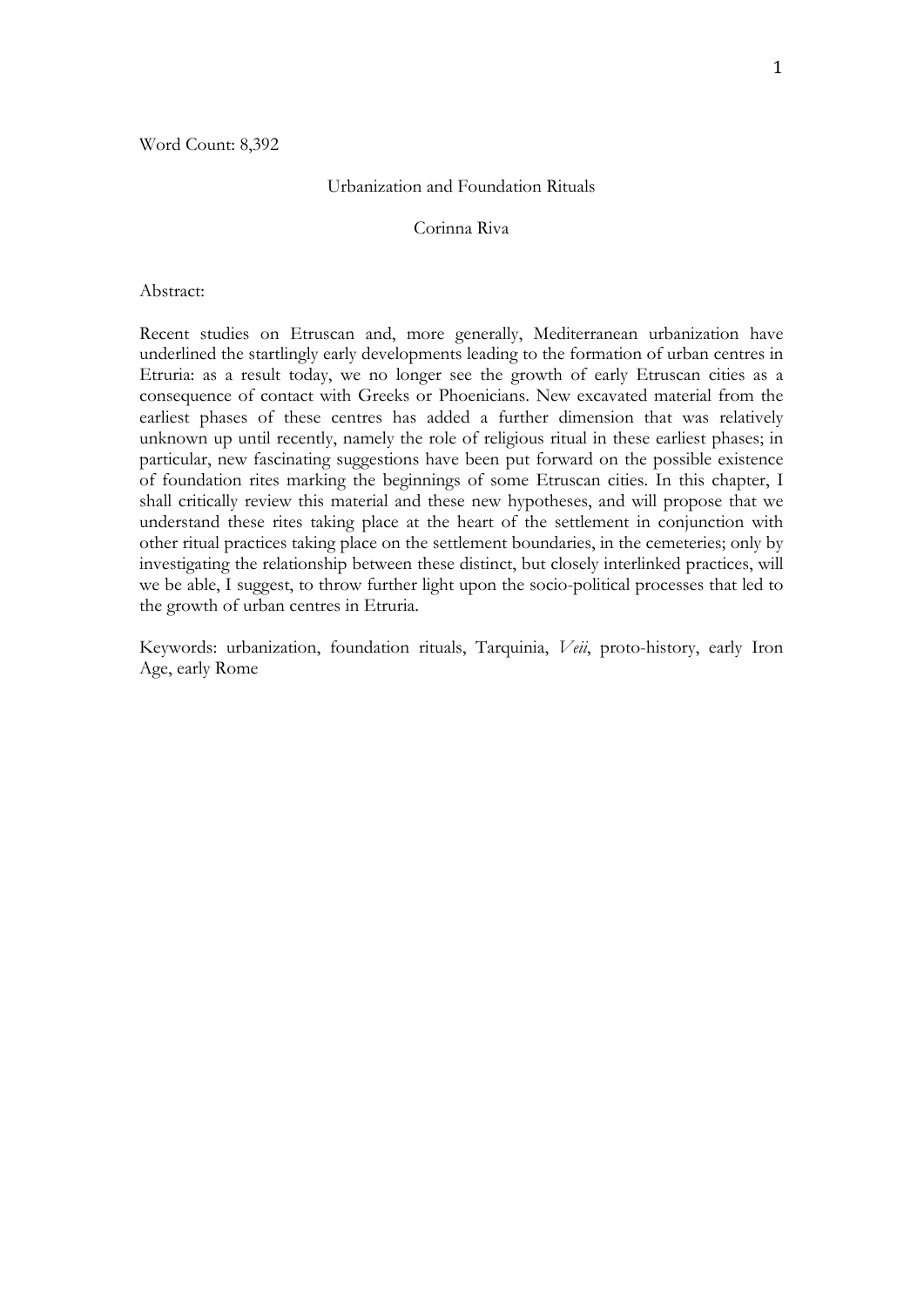Word Count: 8,392

# Urbanization and Foundation Rituals

Corinna Riva

Abstract:

Recent studies on Etruscan and, more generally, Mediterranean urbanization have underlined the startlingly early developments leading to the formation of urban centres in Etruria: as a result today, we no longer see the growth of early Etruscan cities as a consequence of contact with Greeks or Phoenicians. New excavated material from the earliest phases of these centres has added a further dimension that was relatively unknown up until recently, namely the role of religious ritual in these earliest phases; in particular, new fascinating suggestions have been put forward on the possible existence of foundation rites marking the beginnings of some Etruscan cities. In this chapter, I shall critically review this material and these new hypotheses, and will propose that we understand these rites taking place at the heart of the settlement in conjunction with other ritual practices taking place on the settlement boundaries, in the cemeteries; only by investigating the relationship between these distinct, but closely interlinked practices, will we be able, I suggest, to throw further light upon the socio-political processes that led to the growth of urban centres in Etruria.

Keywords: urbanization, foundation rituals, Tarquinia, *Veii*, proto-history, early Iron Age, early Rome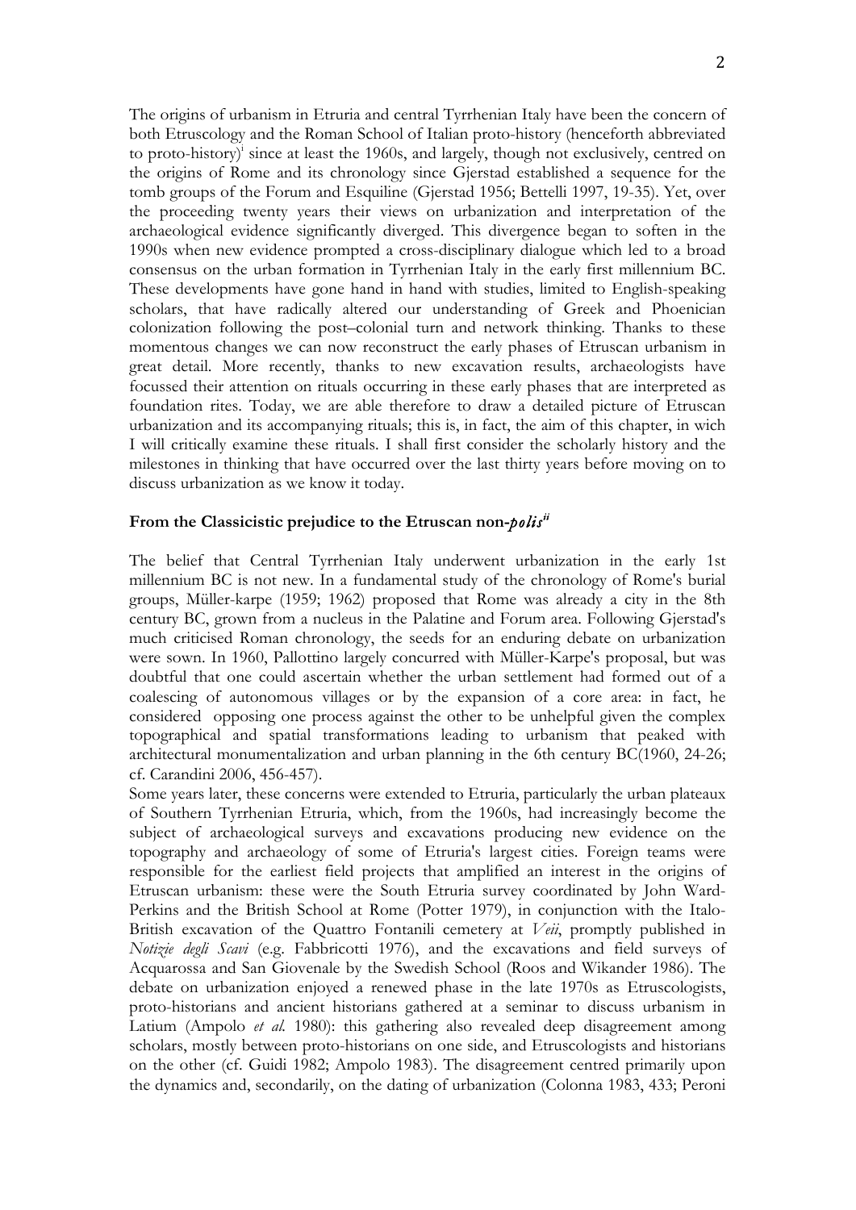The origins of urbanism in Etruria and central Tyrrhenian Italy have been the concern of both Etruscology and the Roman School of Italian proto-history (henceforth abbreviated to proto-history)[i] since at least the 1960s, and largely, though not exclusively, centred on the origins of Rome and its chronology since Gjerstad established a sequence for the tomb groups of the Forum and Esquiline (Gjerstad 1956; Bettelli 1997, 19-35). Yet, over the proceeding twenty years their views on urbanization and interpretation of the archaeological evidence significantly diverged. This divergence began to soften in the 1990s when new evidence prompted a cross-disciplinary dialogue which led to a broad consensus on the urban formation in Tyrrhenian Italy in the early first millennium BC. These developments have gone hand in hand with studies, limited to English-speaking scholars, that have radically altered our understanding of Greek and Phoenician colonization following the post–colonial turn and network thinking. Thanks to these momentous changes we can now reconstruct the early phases of Etruscan urbanism in great detail. More recently, thanks to new excavation results, archaeologists have focussed their attention on rituals occurring in these early phases that are interpreted as foundation rites. Today, we are able therefore to draw a detailed picture of Etruscan urbanization and its accompanying rituals; this is, in fact, the aim of this chapter, in wich I will critically examine these rituals. I shall first consider the scholarly history and the milestones in thinking that have occurred over the last thirty years before moving on to discuss urbanization as we know it today.

## From the Classicistic prejudice to the Etruscan non-*polis*[ii]

The belief that Central Tyrrhenian Italy underwent urbanization in the early 1st millennium BC is not new. In a fundamental study of the chronology of Rome's burial groups, Müller-karpe (1959; 1962) proposed that Rome was already a city in the 8th century BC, grown from a nucleus in the Palatine and Forum area. Following Gjerstad's much criticised Roman chronology, the seeds for an enduring debate on urbanization were sown. In 1960, Pallottino largely concurred with Müller-Karpe's proposal, but was doubtful that one could ascertain whether the urban settlement had formed out of a coalescing of autonomous villages or by the expansion of a core area: in fact, he considered opposing one process against the other to be unhelpful given the complex topographical and spatial transformations leading to urbanism that peaked with architectural monumentalization and urban planning in the 6th century BC(1960, 24-26; cf. Carandini 2006, 456-457).

Some years later, these concerns were extended to Etruria, particularly the urban plateaux of Southern Tyrrhenian Etruria, which, from the 1960s, had increasingly become the subject of archaeological surveys and excavations producing new evidence on the topography and archaeology of some of Etruria's largest cities. Foreign teams were responsible for the earliest field projects that amplified an interest in the origins of Etruscan urbanism: these were the South Etruria survey coordinated by John Ward-Perkins and the British School at Rome (Potter 1979), in conjunction with the Italo-British excavation of the Quattro Fontanili cemetery at *Veii*, promptly published in *Notizie degli Scavi* (e.g. Fabbricotti 1976), and the excavations and field surveys of Acquarossa and San Giovenale by the Swedish School (Roos and Wikander 1986). The debate on urbanization enjoyed a renewed phase in the late 1970s as Etruscologists, proto-historians and ancient historians gathered at a seminar to discuss urbanism in Latium (Ampolo *et al.* 1980): this gathering also revealed deep disagreement among scholars, mostly between proto-historians on one side, and Etruscologists and historians on the other (cf. Guidi 1982; Ampolo 1983). The disagreement centred primarily upon the dynamics and, secondarily, on the dating of urbanization (Colonna 1983, 433; Peroni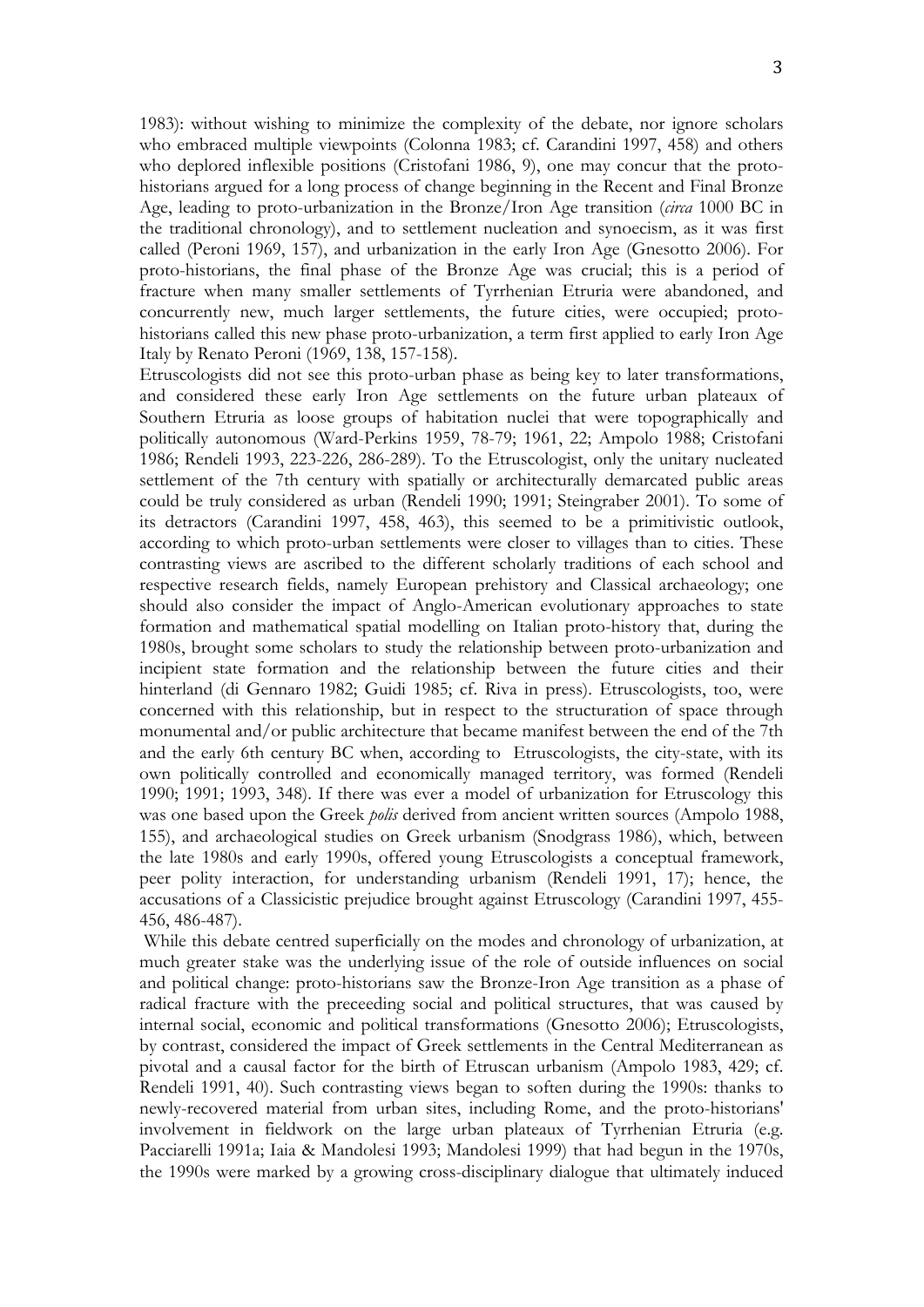1983): without wishing to minimize the complexity of the debate, nor ignore scholars who embraced multiple viewpoints (Colonna 1983; cf. Carandini 1997, 458) and others who deplored inflexible positions (Cristofani 1986, 9), one may concur that the proto-historians argued for a long process of change beginning in the Recent and Final Bronze Age, leading to proto-urbanization in the Bronze/Iron Age transition (*circa* 1000 BC in the traditional chronology), and to settlement nucleation and synoecism, as it was first called (Peroni 1969, 157), and urbanization in the early Iron Age (Gnesotto 2006). For proto-historians, the final phase of the Bronze Age was crucial; this is a period of fracture when many smaller settlements of Tyrrhenian Etruria were abandoned, and concurrently new, much larger settlements, the future cities, were occupied; proto-historians called this new phase proto-urbanization, a term first applied to early Iron Age Italy by Renato Peroni (1969, 138, 157-158).

Etruscologists did not see this proto-urban phase as being key to later transformations, and considered these early Iron Age settlements on the future urban plateaux of Southern Etruria as loose groups of habitation nuclei that were topographically and politically autonomous (Ward-Perkins 1959, 78-79; 1961, 22; Ampolo 1988; Cristofani 1986; Rendeli 1993, 223-226, 286-289). To the Etruscologist, only the unitary nucleated settlement of the 7th century with spatially or architecturally demarcated public areas could be truly considered as urban (Rendeli 1990; 1991; Steingraber 2001). To some of its detractors (Carandini 1997, 458, 463), this seemed to be a primitivistic outlook, according to which proto-urban settlements were closer to villages than to cities. These contrasting views are ascribed to the different scholarly traditions of each school and respective research fields, namely European prehistory and Classical archaeology; one should also consider the impact of Anglo-American evolutionary approaches to state formation and mathematical spatial modelling on Italian proto-history that, during the 1980s, brought some scholars to study the relationship between proto-urbanization and incipient state formation and the relationship between the future cities and their hinterland (di Gennaro 1982; Guidi 1985; cf. Riva in press). Etruscologists, too, were concerned with this relationship, but in respect to the structuration of space through monumental and/or public architecture that became manifest between the end of the 7th and the early 6th century BC when, according to Etruscologists, the city-state, with its own politically controlled and economically managed territory, was formed (Rendeli 1990; 1991; 1993, 348). If there was ever a model of urbanization for Etruscology this was one based upon the Greek *polis* derived from ancient written sources (Ampolo 1988, 155), and archaeological studies on Greek urbanism (Snodgrass 1986), which, between the late 1980s and early 1990s, offered young Etruscologists a conceptual framework, peer polity interaction, for understanding urbanism (Rendeli 1991, 17); hence, the accusations of a Classicistic prejudice brought against Etruscology (Carandini 1997, 455-456, 486-487).

While this debate centred superficially on the modes and chronology of urbanization, at much greater stake was the underlying issue of the role of outside influences on social and political change: proto-historians saw the Bronze-Iron Age transition as a phase of radical fracture with the preceeding social and political structures, that was caused by internal social, economic and political transformations (Gnesotto 2006); Etruscologists, by contrast, considered the impact of Greek settlements in the Central Mediterranean as pivotal and a causal factor for the birth of Etruscan urbanism (Ampolo 1983, 429; cf. Rendeli 1991, 40). Such contrasting views began to soften during the 1990s: thanks to newly-recovered material from urban sites, including Rome, and the proto-historians' involvement in fieldwork on the large urban plateaux of Tyrrhenian Etruria (e.g. Pacciarelli 1991a; Iaia & Mandolesi 1993; Mandolesi 1999) that had begun in the 1970s, the 1990s were marked by a growing cross-disciplinary dialogue that ultimately induced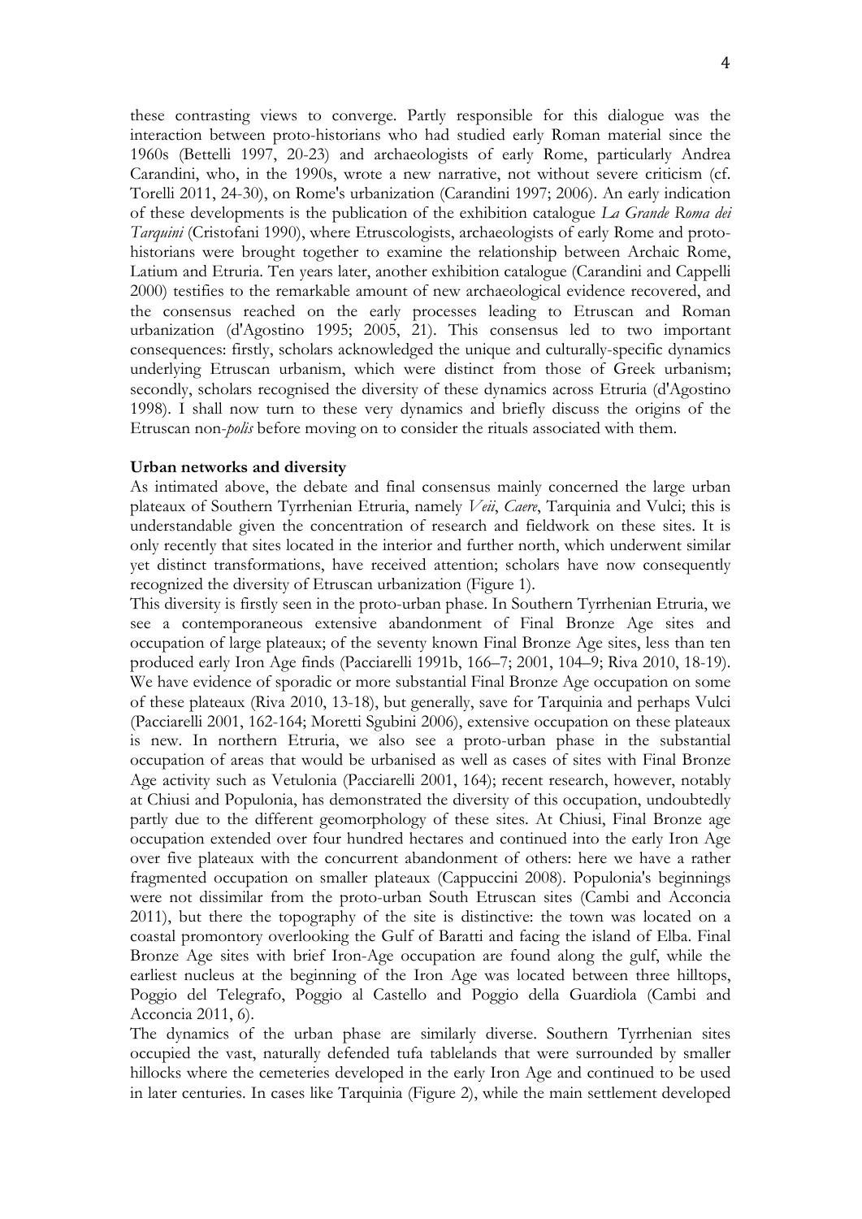these contrasting views to converge. Partly responsible for this dialogue was the interaction between proto-historians who had studied early Roman material since the 1960s (Bettelli 1997, 20-23) and archaeologists of early Rome, particularly Andrea Carandini, who, in the 1990s, wrote a new narrative, not without severe criticism (cf. Torelli 2011, 24-30), on Rome's urbanization (Carandini 1997; 2006). An early indication of these developments is the publication of the exhibition catalogue *La Grande Roma dei Tarquini* (Cristofani 1990), where Etruscologists, archaeologists of early Rome and proto-historians were brought together to examine the relationship between Archaic Rome, Latium and Etruria. Ten years later, another exhibition catalogue (Carandini and Cappelli 2000) testifies to the remarkable amount of new archaeological evidence recovered, and the consensus reached on the early processes leading to Etruscan and Roman urbanization (d'Agostino 1995; 2005, 21). This consensus led to two important consequences: firstly, scholars acknowledged the unique and culturally-specific dynamics underlying Etruscan urbanism, which were distinct from those of Greek urbanism; secondly, scholars recognised the diversity of these dynamics across Etruria (d'Agostino 1998). I shall now turn to these very dynamics and briefly discuss the origins of the Etruscan non-*polis* before moving on to consider the rituals associated with them.

**Urban networks and diversity**

As intimated above, the debate and final consensus mainly concerned the large urban plateaux of Southern Tyrrhenian Etruria, namely *Veii*, *Caere*, Tarquinia and Vulci; this is understandable given the concentration of research and fieldwork on these sites. It is only recently that sites located in the interior and further north, which underwent similar yet distinct transformations, have received attention; scholars have now consequently recognized the diversity of Etruscan urbanization (Figure 1).

This diversity is firstly seen in the proto-urban phase. In Southern Tyrrhenian Etruria, we see a contemporaneous extensive abandonment of Final Bronze Age sites and occupation of large plateaux; of the seventy known Final Bronze Age sites, less than ten produced early Iron Age finds (Pacciarelli 1991b, 166–7; 2001, 104–9; Riva 2010, 18-19). We have evidence of sporadic or more substantial Final Bronze Age occupation on some of these plateaux (Riva 2010, 13-18), but generally, save for Tarquinia and perhaps Vulci (Pacciarelli 2001, 162-164; Moretti Sgubini 2006), extensive occupation on these plateaux is new. In northern Etruria, we also see a proto-urban phase in the substantial occupation of areas that would be urbanised as well as cases of sites with Final Bronze Age activity such as Vetulonia (Pacciarelli 2001, 164); recent research, however, notably at Chiusi and Populonia, has demonstrated the diversity of this occupation, undoubtedly partly due to the different geomorphology of these sites. At Chiusi, Final Bronze age occupation extended over four hundred hectares and continued into the early Iron Age over five plateaux with the concurrent abandonment of others: here we have a rather fragmented occupation on smaller plateaux (Cappuccini 2008). Populonia's beginnings were not dissimilar from the proto-urban South Etruscan sites (Cambi and Acconcia 2011), but there the topography of the site is distinctive: the town was located on a coastal promontory overlooking the Gulf of Baratti and facing the island of Elba. Final Bronze Age sites with brief Iron-Age occupation are found along the gulf, while the earliest nucleus at the beginning of the Iron Age was located between three hilltops, Poggio del Telegrafo, Poggio al Castello and Poggio della Guardiola (Cambi and Acconcia 2011, 6).

The dynamics of the urban phase are similarly diverse. Southern Tyrrhenian sites occupied the vast, naturally defended tufa tablelands that were surrounded by smaller hillocks where the cemeteries developed in the early Iron Age and continued to be used in later centuries. In cases like Tarquinia (Figure 2), while the main settlement developed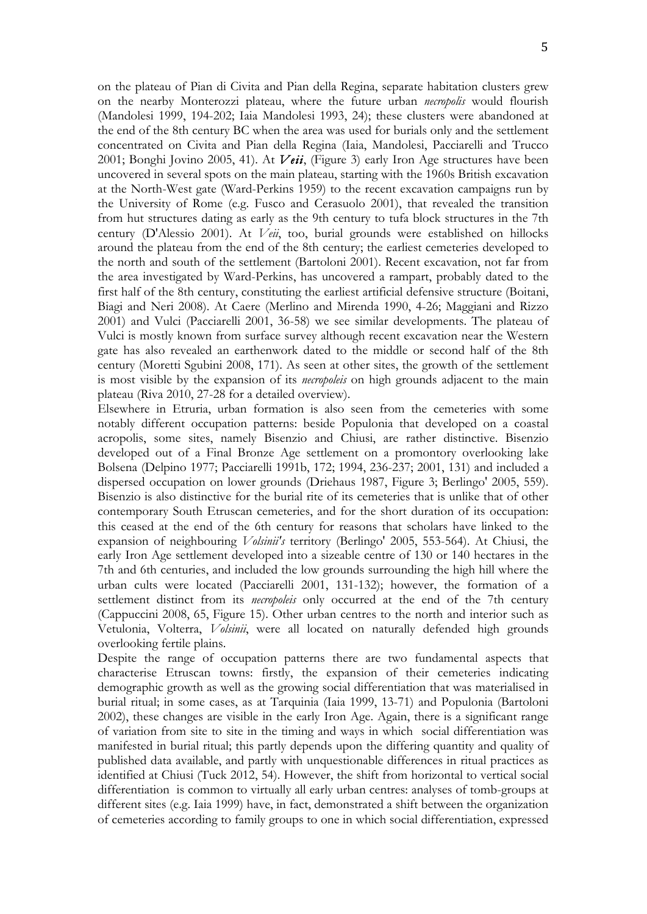on the plateau of Pian di Civita and Pian della Regina, separate habitation clusters grew on the nearby Monterozzi plateau, where the future urban *necropolis* would flourish (Mandolesi 1999, 194-202; Iaia Mandolesi 1993, 24); these clusters were abandoned at the end of the 8th century BC when the area was used for burials only and the settlement concentrated on Civita and Pian della Regina (Iaia, Mandolesi, Pacciarelli and Trucco 2001; Bonghi Jovino 2005, 41). At ***Veii***, (Figure 3) early Iron Age structures have been uncovered in several spots on the main plateau, starting with the 1960s British excavation at the North-West gate (Ward-Perkins 1959) to the recent excavation campaigns run by the University of Rome (e.g. Fusco and Cerasuolo 2001), that revealed the transition from hut structures dating as early as the 9th century to tufa block structures in the 7th century (D'Alessio 2001). At *Veii*, too, burial grounds were established on hillocks around the plateau from the end of the 8th century; the earliest cemeteries developed to the north and south of the settlement (Bartoloni 2001). Recent excavation, not far from the area investigated by Ward-Perkins, has uncovered a rampart, probably dated to the first half of the 8th century, constituting the earliest artificial defensive structure (Boitani, Biagi and Neri 2008). At Caere (Merlino and Mirenda 1990, 4-26; Maggiani and Rizzo 2001) and Vulci (Pacciarelli 2001, 36-58) we see similar developments. The plateau of Vulci is mostly known from surface survey although recent excavation near the Western gate has also revealed an earthenwork dated to the middle or second half of the 8th century (Moretti Sgubini 2008, 171). As seen at other sites, the growth of the settlement is most visible by the expansion of its *necropoleis* on high grounds adjacent to the main plateau (Riva 2010, 27-28 for a detailed overview).

Elsewhere in Etruria, urban formation is also seen from the cemeteries with some notably different occupation patterns: beside Populonia that developed on a coastal acropolis, some sites, namely Bisenzio and Chiusi, are rather distinctive. Bisenzio developed out of a Final Bronze Age settlement on a promontory overlooking lake Bolsena (Delpino 1977; Pacciarelli 1991b, 172; 1994, 236-237; 2001, 131) and included a dispersed occupation on lower grounds (Driehaus 1987, Figure 3; Berlingo' 2005, 559). Bisenzio is also distinctive for the burial rite of its cemeteries that is unlike that of other contemporary South Etruscan cemeteries, and for the short duration of its occupation: this ceased at the end of the 6th century for reasons that scholars have linked to the expansion of neighbouring *Volsinii's* territory (Berlingo' 2005, 553-564). At Chiusi, the early Iron Age settlement developed into a sizeable centre of 130 or 140 hectares in the 7th and 6th centuries, and included the low grounds surrounding the high hill where the urban cults were located (Pacciarelli 2001, 131-132); however, the formation of a settlement distinct from its *necropoleis* only occurred at the end of the 7th century (Cappuccini 2008, 65, Figure 15). Other urban centres to the north and interior such as Vetulonia, Volterra, *Volsinii*, were all located on naturally defended high grounds overlooking fertile plains.

Despite the range of occupation patterns there are two fundamental aspects that characterise Etruscan towns: firstly, the expansion of their cemeteries indicating demographic growth as well as the growing social differentiation that was materialised in burial ritual; in some cases, as at Tarquinia (Iaia 1999, 13-71) and Populonia (Bartoloni 2002), these changes are visible in the early Iron Age. Again, there is a significant range of variation from site to site in the timing and ways in which social differentiation was manifested in burial ritual; this partly depends upon the differing quantity and quality of published data available, and partly with unquestionable differences in ritual practices as identified at Chiusi (Tuck 2012, 54). However, the shift from horizontal to vertical social differentiation is common to virtually all early urban centres: analyses of tomb-groups at different sites (e.g. Iaia 1999) have, in fact, demonstrated a shift between the organization of cemeteries according to family groups to one in which social differentiation, expressed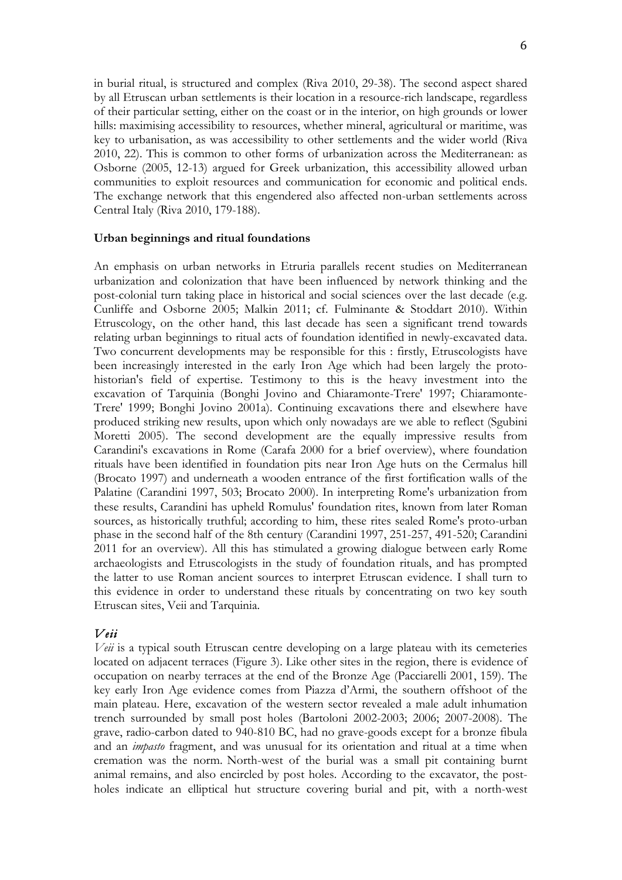in burial ritual, is structured and complex (Riva 2010, 29-38). The second aspect shared by all Etruscan urban settlements is their location in a resource-rich landscape, regardless of their particular setting, either on the coast or in the interior, on high grounds or lower hills: maximising accessibility to resources, whether mineral, agricultural or maritime, was key to urbanisation, as was accessibility to other settlements and the wider world (Riva 2010, 22). This is common to other forms of urbanization across the Mediterranean: as Osborne (2005, 12-13) argued for Greek urbanization, this accessibility allowed urban communities to exploit resources and communication for economic and political ends. The exchange network that this engendered also affected non-urban settlements across Central Italy (Riva 2010, 179-188).

**Urban beginnings and ritual foundations**

An emphasis on urban networks in Etruria parallels recent studies on Mediterranean urbanization and colonization that have been influenced by network thinking and the post-colonial turn taking place in historical and social sciences over the last decade (e.g. Cunliffe and Osborne 2005; Malkin 2011; cf. Fulminante & Stoddart 2010). Within Etruscology, on the other hand, this last decade has seen a significant trend towards relating urban beginnings to ritual acts of foundation identified in newly-excavated data. Two concurrent developments may be responsible for this : firstly, Etruscologists have been increasingly interested in the early Iron Age which had been largely the proto-historian's field of expertise. Testimony to this is the heavy investment into the excavation of Tarquinia (Bonghi Jovino and Chiaramonte-Trere' 1997; Chiaramonte-Trere' 1999; Bonghi Jovino 2001a). Continuing excavations there and elsewhere have produced striking new results, upon which only nowadays are we able to reflect (Sgubini Moretti 2005). The second development are the equally impressive results from Carandini's excavations in Rome (Carafa 2000 for a brief overview), where foundation rituals have been identified in foundation pits near Iron Age huts on the Cermalus hill (Brocato 1997) and underneath a wooden entrance of the first fortification walls of the Palatine (Carandini 1997, 503; Brocato 2000). In interpreting Rome's urbanization from these results, Carandini has upheld Romulus' foundation rites, known from later Roman sources, as historically truthful; according to him, these rites sealed Rome's proto-urban phase in the second half of the 8th century (Carandini 1997, 251-257, 491-520; Carandini 2011 for an overview). All this has stimulated a growing dialogue between early Rome archaeologists and Etruscologists in the study of foundation rituals, and has prompted the latter to use Roman ancient sources to interpret Etruscan evidence. I shall turn to this evidence in order to understand these rituals by concentrating on two key south Etruscan sites, Veii and Tarquinia.

### *Veii*

*Veii* is a typical south Etruscan centre developing on a large plateau with its cemeteries located on adjacent terraces (Figure 3). Like other sites in the region, there is evidence of occupation on nearby terraces at the end of the Bronze Age (Pacciarelli 2001, 159). The key early Iron Age evidence comes from Piazza d'Armi, the southern offshoot of the main plateau. Here, excavation of the western sector revealed a male adult inhumation trench surrounded by small post holes (Bartoloni 2002-2003; 2006; 2007-2008). The grave, radio-carbon dated to 940-810 BC, had no grave-goods except for a bronze fibula and an *impasto* fragment, and was unusual for its orientation and ritual at a time when cremation was the norm. North-west of the burial was a small pit containing burnt animal remains, and also encircled by post holes. According to the excavator, the post-holes indicate an elliptical hut structure covering burial and pit, with a north-west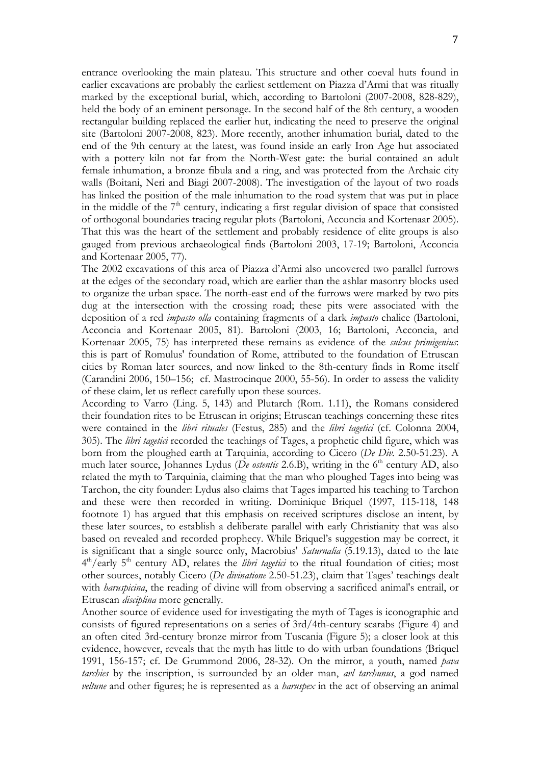entrance overlooking the main plateau. This structure and other coeval huts found in earlier excavations are probably the earliest settlement on Piazza d'Armi that was ritually marked by the exceptional burial, which, according to Bartoloni (2007-2008, 828-829), held the body of an eminent personage. In the second half of the 8th century, a wooden rectangular building replaced the earlier hut, indicating the need to preserve the original site (Bartoloni 2007-2008, 823). More recently, another inhumation burial, dated to the end of the 9th century at the latest, was found inside an early Iron Age hut associated with a pottery kiln not far from the North-West gate: the burial contained an adult female inhumation, a bronze fibula and a ring, and was protected from the Archaic city walls (Boitani, Neri and Biagi 2007-2008). The investigation of the layout of two roads has linked the position of the male inhumation to the road system that was put in place in the middle of the 7th century, indicating a first regular division of space that consisted of orthogonal boundaries tracing regular plots (Bartoloni, Acconcia and Kortenaar 2005). That this was the heart of the settlement and probably residence of elite groups is also gauged from previous archaeological finds (Bartoloni 2003, 17-19; Bartoloni, Acconcia and Kortenaar 2005, 77).

The 2002 excavations of this area of Piazza d'Armi also uncovered two parallel furrows at the edges of the secondary road, which are earlier than the ashlar masonry blocks used to organize the urban space. The north-east end of the furrows were marked by two pits dug at the intersection with the crossing road; these pits were associated with the deposition of a red *impasto olla* containing fragments of a dark *impasto* chalice (Bartoloni, Acconcia and Kortenaar 2005, 81). Bartoloni (2003, 16; Bartoloni, Acconcia, and Kortenaar 2005, 75) has interpreted these remains as evidence of the *sulcus primigenius*: this is part of Romulus' foundation of Rome, attributed to the foundation of Etruscan cities by Roman later sources, and now linked to the 8th-century finds in Rome itself (Carandini 2006, 150–156; cf. Mastrocinque 2000, 55-56). In order to assess the validity of these claim, let us reflect carefully upon these sources.

According to Varro (Ling. 5, 143) and Plutarch (Rom. 1.11), the Romans considered their foundation rites to be Etruscan in origins; Etruscan teachings concerning these rites were contained in the *libri rituales* (Festus, 285) and the *libri tagetici* (cf. Colonna 2004, 305). The *libri tagetici* recorded the teachings of Tages, a prophetic child figure, which was born from the ploughed earth at Tarquinia, according to Cicero (*De Div.* 2.50-51.23). A much later source, Johannes Lydus (*De ostentis* 2.6.B), writing in the 6th century AD, also related the myth to Tarquinia, claiming that the man who ploughed Tages into being was Tarchon, the city founder: Lydus also claims that Tages imparted his teaching to Tarchon and these were then recorded in writing. Dominique Briquel (1997, 115-118, 148 footnote 1) has argued that this emphasis on received scriptures disclose an intent, by these later sources, to establish a deliberate parallel with early Christianity that was also based on revealed and recorded prophecy. While Briquel's suggestion may be correct, it is significant that a single source only, Macrobius' *Saturnalia* (5.19.13), dated to the late 4th/early 5th century AD, relates the *libri tagetici* to the ritual foundation of cities; most other sources, notably Cicero (*De divinatione* 2.50-51.23), claim that Tages' teachings dealt with *haruspicina*, the reading of divine will from observing a sacrificed animal's entrail, or Etruscan *disciplina* more generally.

Another source of evidence used for investigating the myth of Tages is iconographic and consists of figured representations on a series of 3rd/4th-century scarabs (Figure 4) and an often cited 3rd-century bronze mirror from Tuscania (Figure 5); a closer look at this evidence, however, reveals that the myth has little to do with urban foundations (Briquel 1991, 156-157; cf. De Grummond 2006, 28-32). On the mirror, a youth, named *pava tarchies* by the inscription, is surrounded by an older man, *avl tarchunus*, a god named *veltune* and other figures; he is represented as a *haruspex* in the act of observing an animal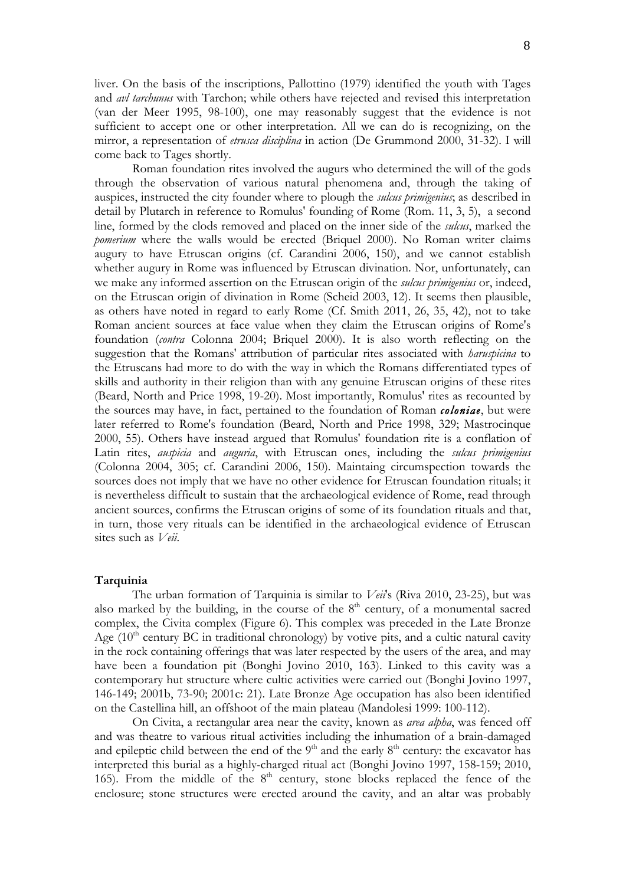liver. On the basis of the inscriptions, Pallottino (1979) identified the youth with Tages and *avl tarchunus* with Tarchon; while others have rejected and revised this interpretation (van der Meer 1995, 98-100), one may reasonably suggest that the evidence is not sufficient to accept one or other interpretation. All we can do is recognizing, on the mirror, a representation of *etrusca disciplina* in action (De Grummond 2000, 31-32). I will come back to Tages shortly.

Roman foundation rites involved the augurs who determined the will of the gods through the observation of various natural phenomena and, through the taking of auspices, instructed the city founder where to plough the *sulcus primigenius*; as described in detail by Plutarch in reference to Romulus' founding of Rome (Rom. 11, 3, 5), a second line, formed by the clods removed and placed on the inner side of the *sulcus*, marked the *pomerium* where the walls would be erected (Briquel 2000). No Roman writer claims augury to have Etruscan origins (cf. Carandini 2006, 150), and we cannot establish whether augury in Rome was influenced by Etruscan divination. Nor, unfortunately, can we make any informed assertion on the Etruscan origin of the *sulcus primigenius* or, indeed, on the Etruscan origin of divination in Rome (Scheid 2003, 12). It seems then plausible, as others have noted in regard to early Rome (Cf. Smith 2011, 26, 35, 42), not to take Roman ancient sources at face value when they claim the Etruscan origins of Rome's foundation (*contra* Colonna 2004; Briquel 2000). It is also worth reflecting on the suggestion that the Romans' attribution of particular rites associated with *haruspicina* to the Etruscans had more to do with the way in which the Romans differentiated types of skills and authority in their religion than with any genuine Etruscan origins of these rites (Beard, North and Price 1998, 19-20). Most importantly, Romulus' rites as recounted by the sources may have, in fact, pertained to the foundation of Roman ***coloniae***, but were later referred to Rome's foundation (Beard, North and Price 1998, 329; Mastrocinque 2000, 55). Others have instead argued that Romulus' foundation rite is a conflation of Latin rites, *auspicia* and *auguria*, with Etruscan ones, including the *sulcus primigenius* (Colonna 2004, 305; cf. Carandini 2006, 150). Maintaing circumspection towards the sources does not imply that we have no other evidence for Etruscan foundation rituals; it is nevertheless difficult to sustain that the archaeological evidence of Rome, read through ancient sources, confirms the Etruscan origins of some of its foundation rituals and that, in turn, those very rituals can be identified in the archaeological evidence of Etruscan sites such as *Veii*.

## Tarquinia

The urban formation of Tarquinia is similar to *Veii*'s (Riva 2010, 23-25), but was also marked by the building, in the course of the 8th century, of a monumental sacred complex, the Civita complex (Figure 6). This complex was preceded in the Late Bronze Age (10th century BC in traditional chronology) by votive pits, and a cultic natural cavity in the rock containing offerings that was later respected by the users of the area, and may have been a foundation pit (Bonghi Jovino 2010, 163). Linked to this cavity was a contemporary hut structure where cultic activities were carried out (Bonghi Jovino 1997, 146-149; 2001b, 73-90; 2001c: 21). Late Bronze Age occupation has also been identified on the Castellina hill, an offshoot of the main plateau (Mandolesi 1999: 100-112).

On Civita, a rectangular area near the cavity, known as *area alpha*, was fenced off and was theatre to various ritual activities including the inhumation of a brain-damaged and epileptic child between the end of the 9th and the early 8th century: the excavator has interpreted this burial as a highly-charged ritual act (Bonghi Jovino 1997, 158-159; 2010, 165). From the middle of the 8th century, stone blocks replaced the fence of the enclosure; stone structures were erected around the cavity, and an altar was probably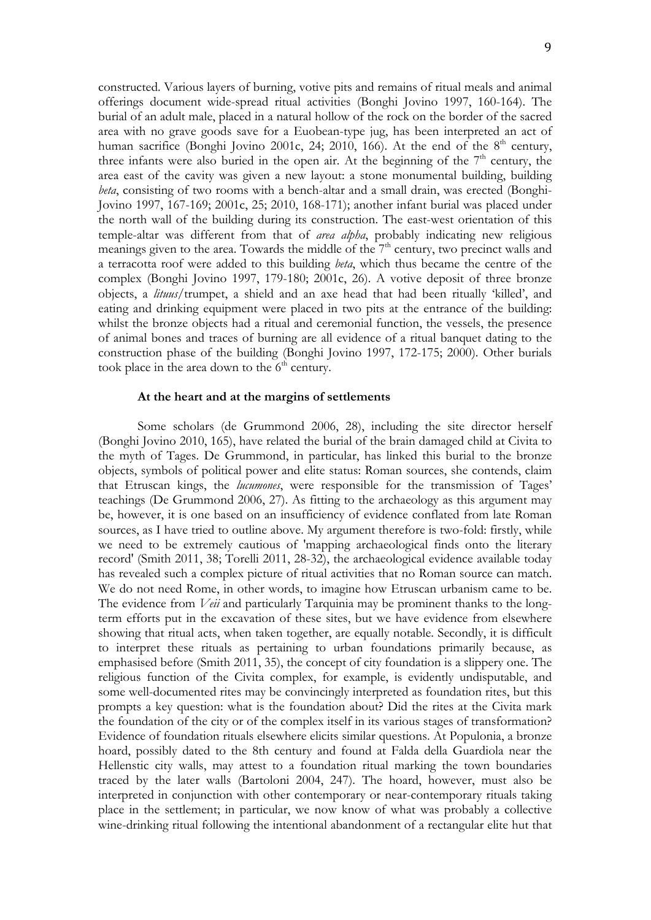constructed. Various layers of burning, votive pits and remains of ritual meals and animal offerings document wide-spread ritual activities (Bonghi Jovino 1997, 160-164). The burial of an adult male, placed in a natural hollow of the rock on the border of the sacred area with no grave goods save for a Euobean-type jug, has been interpreted an act of human sacrifice (Bonghi Jovino 2001c, 24; 2010, 166). At the end of the 8th century, three infants were also buried in the open air. At the beginning of the 7th century, the area east of the cavity was given a new layout: a stone monumental building, building *beta*, consisting of two rooms with a bench-altar and a small drain, was erected (Bonghi-Jovino 1997, 167-169; 2001c, 25; 2010, 168-171); another infant burial was placed under the north wall of the building during its construction. The east-west orientation of this temple-altar was different from that of *area alpha*, probably indicating new religious meanings given to the area. Towards the middle of the 7th century, two precinct walls and a terracotta roof were added to this building *beta*, which thus became the centre of the complex (Bonghi Jovino 1997, 179-180; 2001c, 26). A votive deposit of three bronze objects, a *lituus*/trumpet, a shield and an axe head that had been ritually 'killed', and eating and drinking equipment were placed in two pits at the entrance of the building: whilst the bronze objects had a ritual and ceremonial function, the vessels, the presence of animal bones and traces of burning are all evidence of a ritual banquet dating to the construction phase of the building (Bonghi Jovino 1997, 172-175; 2000). Other burials took place in the area down to the 6th century.

### At the heart and at the margins of settlements

Some scholars (de Grummond 2006, 28), including the site director herself (Bonghi Jovino 2010, 165), have related the burial of the brain damaged child at Civita to the myth of Tages. De Grummond, in particular, has linked this burial to the bronze objects, symbols of political power and elite status: Roman sources, she contends, claim that Etruscan kings, the *lucumones*, were responsible for the transmission of Tages' teachings (De Grummond 2006, 27). As fitting to the archaeology as this argument may be, however, it is one based on an insufficiency of evidence conflated from late Roman sources, as I have tried to outline above. My argument therefore is two-fold: firstly, while we need to be extremely cautious of 'mapping archaeological finds onto the literary record' (Smith 2011, 38; Torelli 2011, 28-32), the archaeological evidence available today has revealed such a complex picture of ritual activities that no Roman source can match. We do not need Rome, in other words, to imagine how Etruscan urbanism came to be. The evidence from *Veii* and particularly Tarquinia may be prominent thanks to the long-term efforts put in the excavation of these sites, but we have evidence from elsewhere showing that ritual acts, when taken together, are equally notable. Secondly, it is difficult to interpret these rituals as pertaining to urban foundations primarily because, as emphasised before (Smith 2011, 35), the concept of city foundation is a slippery one. The religious function of the Civita complex, for example, is evidently undisputable, and some well-documented rites may be convincingly interpreted as foundation rites, but this prompts a key question: what is the foundation about? Did the rites at the Civita mark the foundation of the city or of the complex itself in its various stages of transformation? Evidence of foundation rituals elsewhere elicits similar questions. At Populonia, a bronze hoard, possibly dated to the 8th century and found at Falda della Guardiola near the Hellenstic city walls, may attest to a foundation ritual marking the town boundaries traced by the later walls (Bartoloni 2004, 247). The hoard, however, must also be interpreted in conjunction with other contemporary or near-contemporary rituals taking place in the settlement; in particular, we now know of what was probably a collective wine-drinking ritual following the intentional abandonment of a rectangular elite hut that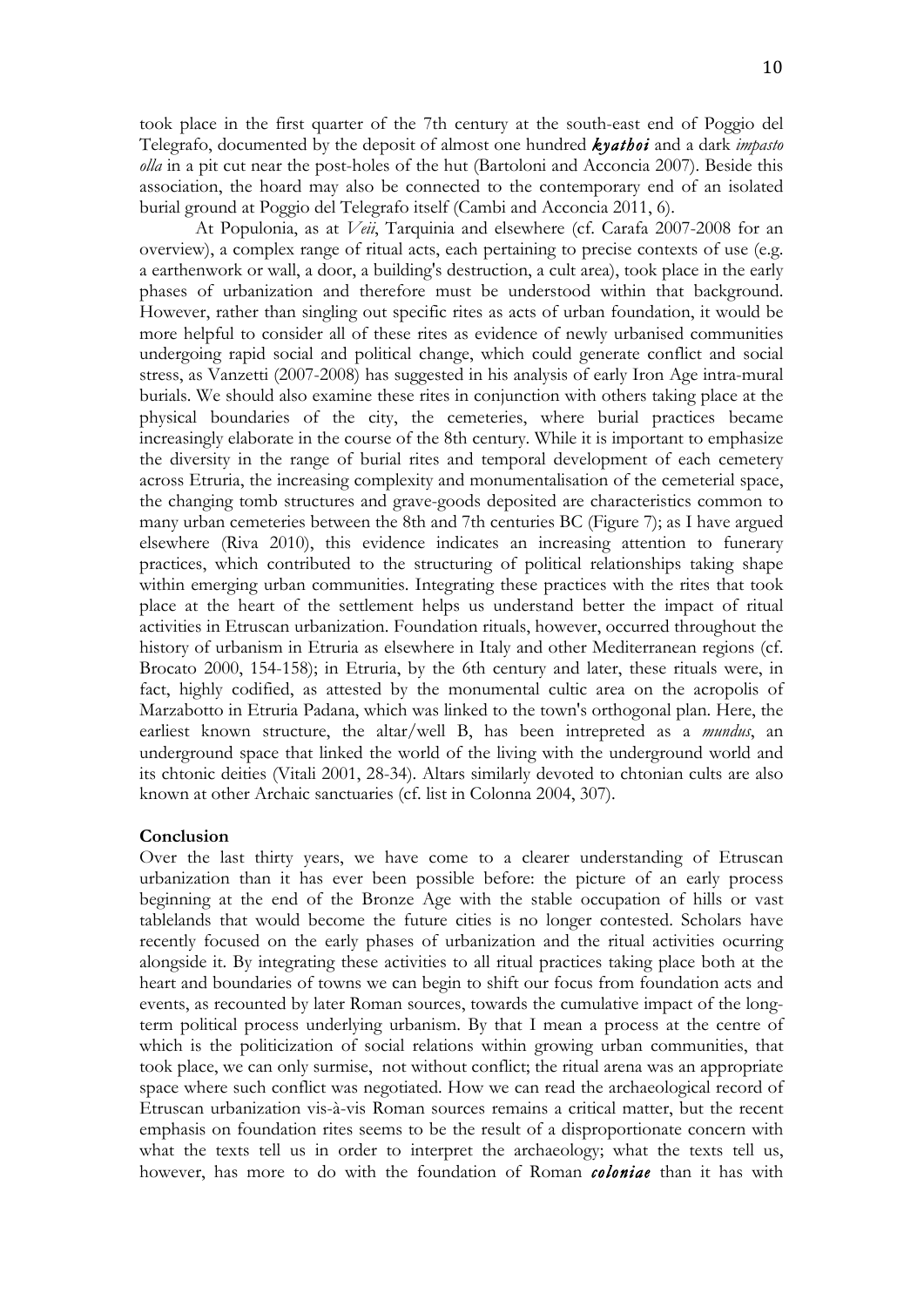took place in the first quarter of the 7th century at the south-east end of Poggio del Telegrafo, documented by the deposit of almost one hundred ***kyathoi*** and a dark *impasto olla* in a pit cut near the post-holes of the hut (Bartoloni and Acconcia 2007). Beside this association, the hoard may also be connected to the contemporary end of an isolated burial ground at Poggio del Telegrafo itself (Cambi and Acconcia 2011, 6).

At Populonia, as at *Veii*, Tarquinia and elsewhere (cf. Carafa 2007-2008 for an overview), a complex range of ritual acts, each pertaining to precise contexts of use (e.g. a earthenwork or wall, a door, a building's destruction, a cult area), took place in the early phases of urbanization and therefore must be understood within that background. However, rather than singling out specific rites as acts of urban foundation, it would be more helpful to consider all of these rites as evidence of newly urbanised communities undergoing rapid social and political change, which could generate conflict and social stress, as Vanzetti (2007-2008) has suggested in his analysis of early Iron Age intra-mural burials. We should also examine these rites in conjunction with others taking place at the physical boundaries of the city, the cemeteries, where burial practices became increasingly elaborate in the course of the 8th century. While it is important to emphasize the diversity in the range of burial rites and temporal development of each cemetery across Etruria, the increasing complexity and monumentalisation of the cemeterial space, the changing tomb structures and grave-goods deposited are characteristics common to many urban cemeteries between the 8th and 7th centuries BC (Figure 7); as I have argued elsewhere (Riva 2010), this evidence indicates an increasing attention to funerary practices, which contributed to the structuring of political relationships taking shape within emerging urban communities. Integrating these practices with the rites that took place at the heart of the settlement helps us understand better the impact of ritual activities in Etruscan urbanization. Foundation rituals, however, occurred throughout the history of urbanism in Etruria as elsewhere in Italy and other Mediterranean regions (cf. Brocato 2000, 154-158); in Etruria, by the 6th century and later, these rituals were, in fact, highly codified, as attested by the monumental cultic area on the acropolis of Marzabotto in Etruria Padana, which was linked to the town's orthogonal plan. Here, the earliest known structure, the altar/well B, has been intrepreted as a *mundus*, an underground space that linked the world of the living with the underground world and its chtonic deities (Vitali 2001, 28-34). Altars similarly devoted to chtonian cults are also known at other Archaic sanctuaries (cf. list in Colonna 2004, 307).

## Conclusion

Over the last thirty years, we have come to a clearer understanding of Etruscan urbanization than it has ever been possible before: the picture of an early process beginning at the end of the Bronze Age with the stable occupation of hills or vast tablelands that would become the future cities is no longer contested. Scholars have recently focused on the early phases of urbanization and the ritual activities ocurring alongside it. By integrating these activities to all ritual practices taking place both at the heart and boundaries of towns we can begin to shift our focus from foundation acts and events, as recounted by later Roman sources, towards the cumulative impact of the long-term political process underlying urbanism. By that I mean a process at the centre of which is the politicization of social relations within growing urban communities, that took place, we can only surmise, not without conflict; the ritual arena was an appropriate space where such conflict was negotiated. How we can read the archaeological record of Etruscan urbanization vis-à-vis Roman sources remains a critical matter, but the recent emphasis on foundation rites seems to be the result of a disproportionate concern with what the texts tell us in order to interpret the archaeology; what the texts tell us, however, has more to do with the foundation of Roman ***coloniae*** than it has with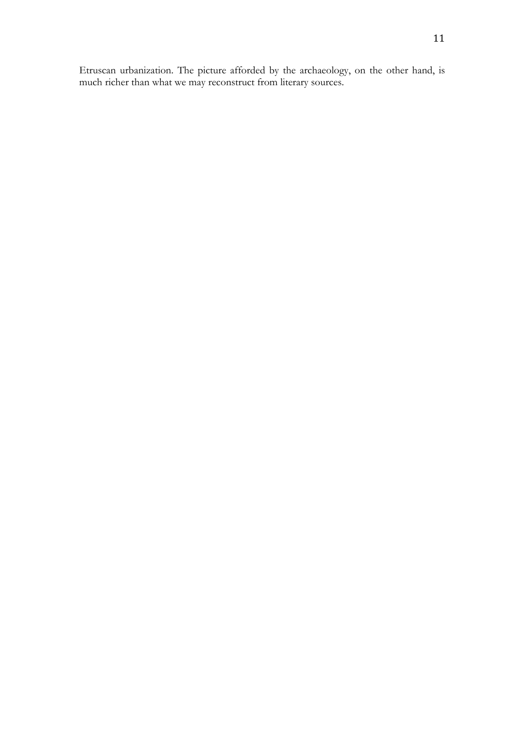Etruscan urbanization. The picture afforded by the archaeology, on the other hand, is much richer than what we may reconstruct from literary sources.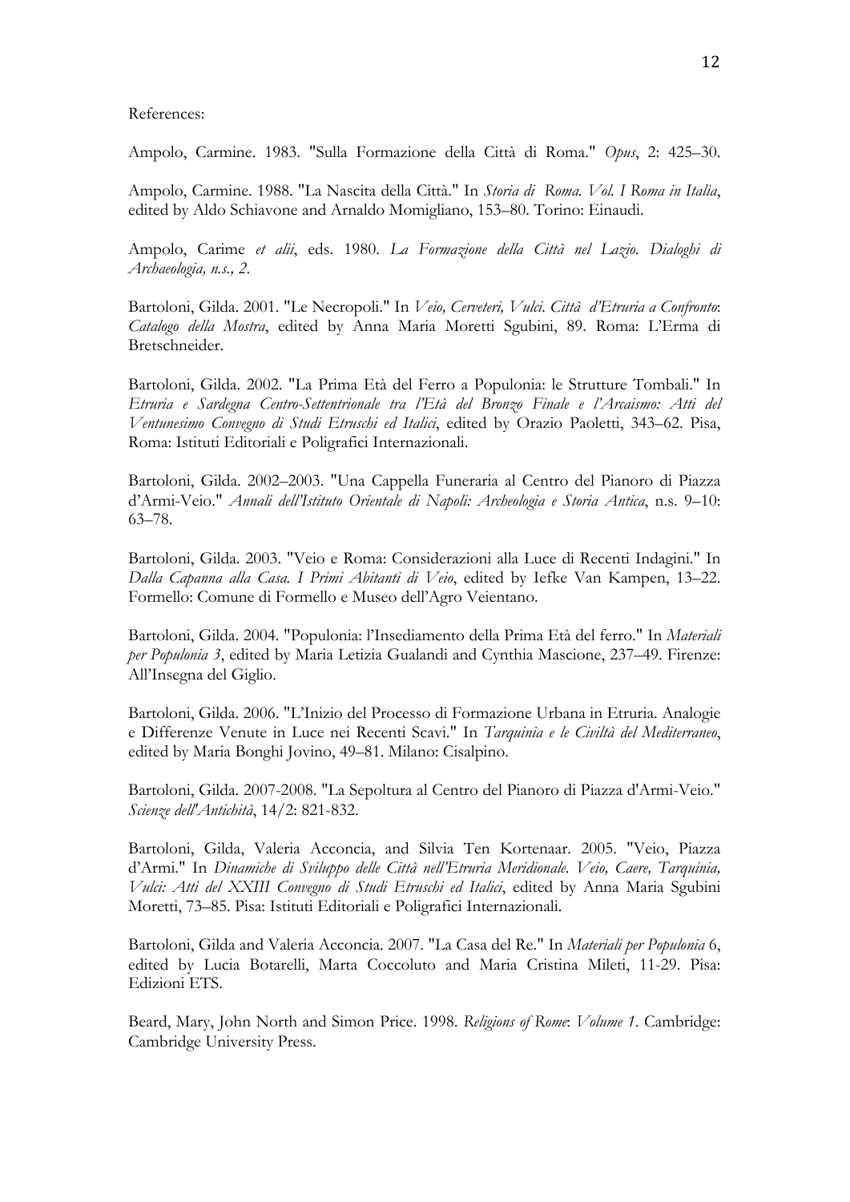References:

Ampolo, Carmine. 1983. "Sulla Formazione della Città di Roma." *Opus*, 2: 425–30.

Ampolo, Carmine. 1988. "La Nascita della Città." In *Storia di Roma. Vol. I Roma in Italia*, edited by Aldo Schiavone and Arnaldo Momigliano, 153–80. Torino: Einaudi.

Ampolo, Carime *et alii*, eds. 1980. *La Formazione della Città nel Lazio. Dialoghi di Archaeologia, n.s., 2*.

Bartoloni, Gilda. 2001. "Le Necropoli." In *Veio, Cerveteri, Vulci. Città d'Etruria a Confronto*: *Catalogo della Mostra*, edited by Anna Maria Moretti Sgubini, 89. Roma: L'Erma di Bretschneider.

Bartoloni, Gilda. 2002. "La Prima Età del Ferro a Populonia: le Strutture Tombali." In *Etruria e Sardegna Centro-Settentrionale tra l'Età del Bronzo Finale e l'Arcaismo: Atti del Ventunesimo Convegno di Studi Etruschi ed Italici*, edited by Orazio Paoletti, 343–62. Pisa, Roma: Istituti Editoriali e Poligrafici Internazionali.

Bartoloni, Gilda. 2002–2003. "Una Cappella Funeraria al Centro del Pianoro di Piazza d'Armi-Veio." *Annali dell'Istituto Orientale di Napoli: Archeologia e Storia Antica*, n.s. 9–10: 63–78.

Bartoloni, Gilda. 2003. "Veio e Roma: Considerazioni alla Luce di Recenti Indagini." In *Dalla Capanna alla Casa. I Primi Abitanti di Veio*, edited by Iefke Van Kampen, 13–22. Formello: Comune di Formello e Museo dell'Agro Veientano.

Bartoloni, Gilda. 2004. "Populonia: l'Insediamento della Prima Età del ferro." In *Materiali per Populonia 3*, edited by Maria Letizia Gualandi and Cynthia Mascione, 237–49. Firenze: All'Insegna del Giglio.

Bartoloni, Gilda. 2006. "L'Inizio del Processo di Formazione Urbana in Etruria. Analogie e Differenze Venute in Luce nei Recenti Scavi." In *Tarquinia e le Civiltà del Mediterraneo*, edited by Maria Bonghi Jovino, 49–81. Milano: Cisalpino.

Bartoloni, Gilda. 2007-2008. "La Sepoltura al Centro del Pianoro di Piazza d'Armi-Veio." *Scienze dell'Antichità*, 14/2: 821-832.

Bartoloni, Gilda, Valeria Acconcia, and Silvia Ten Kortenaar. 2005. "Veio, Piazza d'Armi." In *Dinamiche di Sviluppo delle Città nell'Etruria Meridionale. Veio, Caere, Tarquinia, Vulci: Atti del XXIII Convegno di Studi Etruschi ed Italici*, edited by Anna Maria Sgubini Moretti, 73–85. Pisa: Istituti Editoriali e Poligrafici Internazionali.

Bartoloni, Gilda and Valeria Acconcia. 2007. "La Casa del Re." In *Materiali per Populonia* 6, edited by Lucia Botarelli, Marta Coccoluto and Maria Cristina Mileti, 11-29. Pisa: Edizioni ETS.

Beard, Mary, John North and Simon Price. 1998. *Religions of Rome*: *Volume 1*. Cambridge: Cambridge University Press.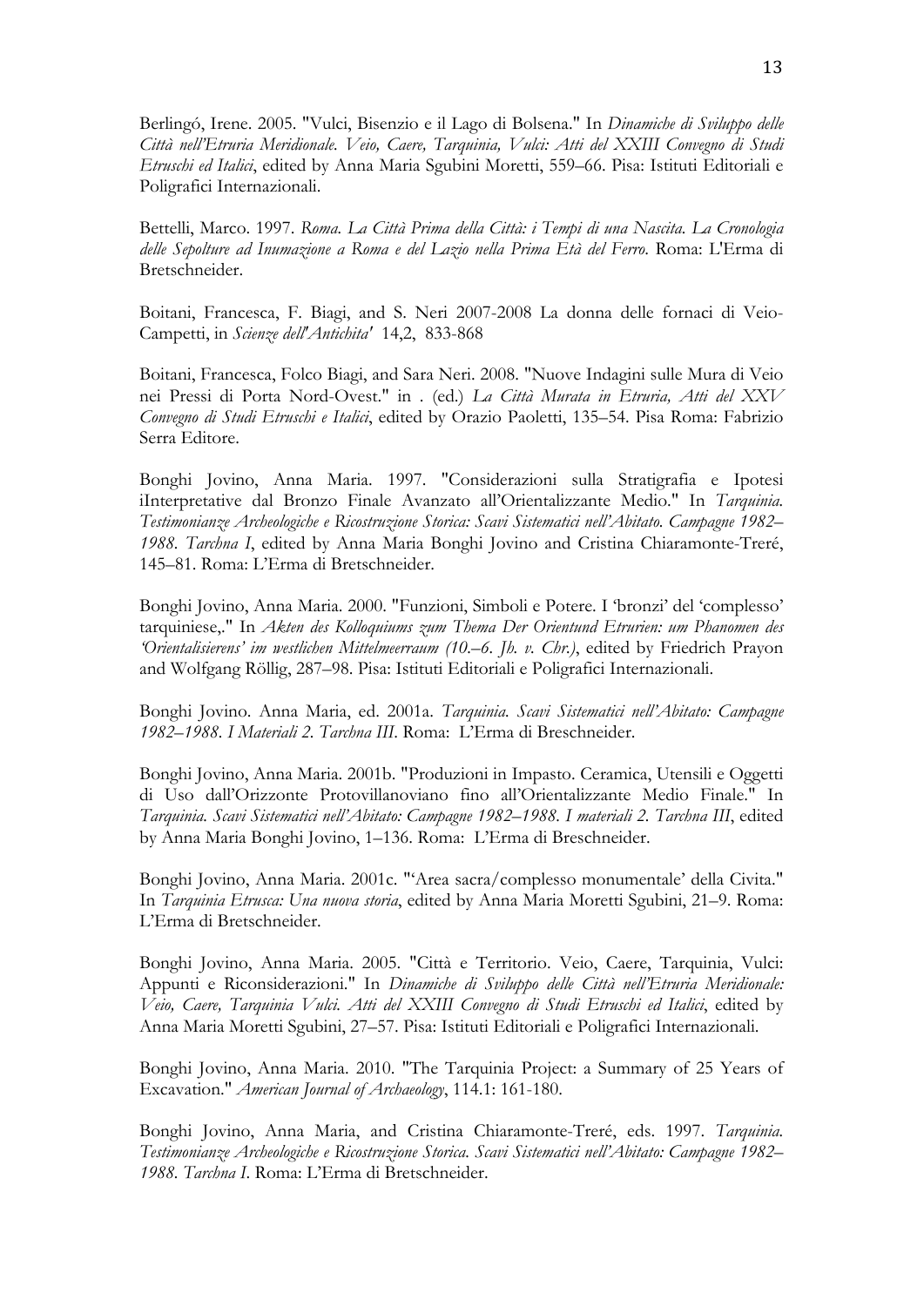Berlingó, Irene. 2005. "Vulci, Bisenzio e il Lago di Bolsena." In *Dinamiche di Sviluppo delle Città nell'Etruria Meridionale. Veio, Caere, Tarquinia, Vulci: Atti del XXIII Convegno di Studi Etruschi ed Italici*, edited by Anna Maria Sgubini Moretti, 559–66. Pisa: Istituti Editoriali e Poligrafici Internazionali.

Bettelli, Marco. 1997. *Roma. La Città Prima della Città: i Tempi di una Nascita. La Cronologia delle Sepolture ad Inumazione a Roma e del Lazio nella Prima Età del Ferro*. Roma: L'Erma di Bretschneider.

Boitani, Francesca, F. Biagi, and S. Neri 2007-2008 La donna delle fornaci di Veio-Campetti, in *Scienze dell'Antichita'* 14,2, 833-868

Boitani, Francesca, Folco Biagi, and Sara Neri. 2008. "Nuove Indagini sulle Mura di Veio nei Pressi di Porta Nord-Ovest." in . (ed.) *La Città Murata in Etruria, Atti del XXV Convegno di Studi Etruschi e Italici*, edited by Orazio Paoletti, 135–54. Pisa Roma: Fabrizio Serra Editore.

Bonghi Jovino, Anna Maria. 1997. "Considerazioni sulla Stratigrafia e Ipotesi iInterpretative dal Bronzo Finale Avanzato all'Orientalizzante Medio." In *Tarquinia. Testimonianze Archeologiche e Ricostruzione Storica: Scavi Sistematici nell'Abitato. Campagne 1982–1988. Tarchna I*, edited by Anna Maria Bonghi Jovino and Cristina Chiaramonte-Treré, 145–81. Roma: L'Erma di Bretschneider.

Bonghi Jovino, Anna Maria. 2000. "Funzioni, Simboli e Potere. I 'bronzi' del 'complesso' tarquiniese,." In *Akten des Kolloquiums zum Thema Der Orientund Etrurien: um Phanomen des 'Orientalisierens' im westlichen Mittelmeerraum (10.–6. Jh. v. Chr.)*, edited by Friedrich Prayon and Wolfgang Röllig, 287–98. Pisa: Istituti Editoriali e Poligrafici Internazionali.

Bonghi Jovino. Anna Maria, ed. 2001a. *Tarquinia. Scavi Sistematici nell'Abitato: Campagne 1982–1988. I Materiali 2. Tarchna III*. Roma: L'Erma di Breschneider.

Bonghi Jovino, Anna Maria. 2001b. "Produzioni in Impasto. Ceramica, Utensili e Oggetti di Uso dall'Orizzonte Protovillanoviano fino all'Orientalizzante Medio Finale." In *Tarquinia. Scavi Sistematici nell'Abitato: Campagne 1982–1988. I materiali 2. Tarchna III*, edited by Anna Maria Bonghi Jovino, 1–136. Roma: L'Erma di Breschneider.

Bonghi Jovino, Anna Maria. 2001c. "'Area sacra/complesso monumentale' della Civita." In *Tarquinia Etrusca: Una nuova storia*, edited by Anna Maria Moretti Sgubini, 21–9. Roma: L'Erma di Bretschneider.

Bonghi Jovino, Anna Maria. 2005. "Città e Territorio. Veio, Caere, Tarquinia, Vulci: Appunti e Riconsiderazioni." In *Dinamiche di Sviluppo delle Città nell'Etruria Meridionale: Veio, Caere, Tarquinia, Vulci. Atti del XXIII Convegno di Studi Etruschi ed Italici*, edited by Anna Maria Moretti Sgubini, 27–57. Pisa: Istituti Editoriali e Poligrafici Internazionali.

Bonghi Jovino, Anna Maria. 2010. "The Tarquinia Project: a Summary of 25 Years of Excavation." *American Journal of Archaeology*, 114.1: 161-180.

Bonghi Jovino, Anna Maria, and Cristina Chiaramonte-Treré, eds. 1997. *Tarquinia. Testimonianze Archeologiche e Ricostruzione Storica. Scavi Sistematici nell'Abitato: Campagne 1982–1988. Tarchna I*. Roma: L'Erma di Bretschneider.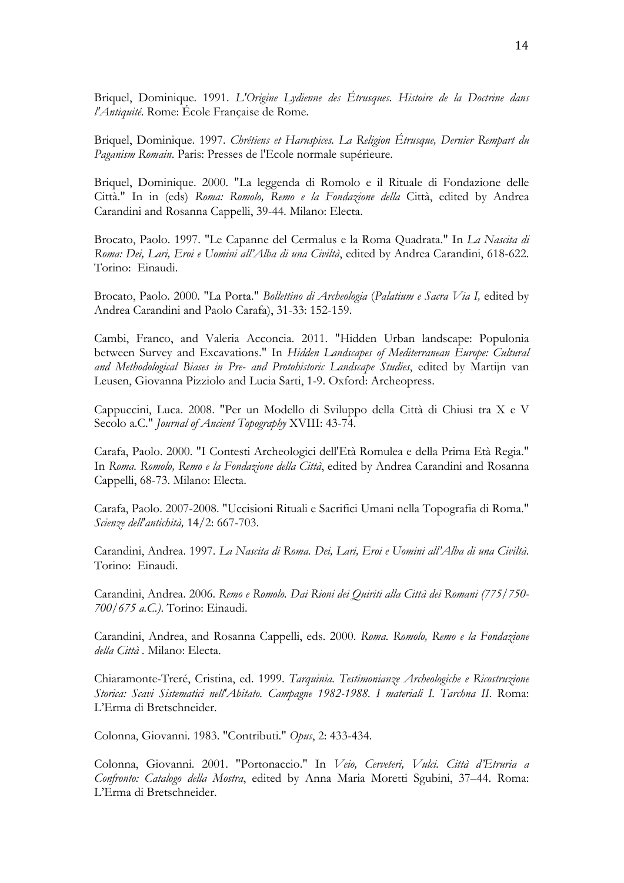Briquel, Dominique. 1991. *L'Origine Lydienne des Étrusques. Histoire de la Doctrine dans l'Antiquité*. Rome: École Française de Rome.

Briquel, Dominique. 1997. *Chrétiens et Haruspices. La Religion Étrusque, Dernier Rempart du Paganism Romain*. Paris: Presses de l'Ecole normale supérieure.

Briquel, Dominique. 2000. "La leggenda di Romolo e il Rituale di Fondazione delle Città." In in (eds) *Roma: Romolo, Remo e la Fondazione della* Città, edited by Andrea Carandini and Rosanna Cappelli, 39-44. Milano: Electa.

Brocato, Paolo. 1997. "Le Capanne del Cermalus e la Roma Quadrata." In *La Nascita di Roma: Dei, Lari, Eroi e Uomini all'Alba di una Civiltà*, edited by Andrea Carandini, 618-622. Torino: Einaudi.

Brocato, Paolo. 2000. "La Porta." *Bollettino di Archeologia* (*Palatium e Sacra Via I,* edited by Andrea Carandini and Paolo Carafa), 31-33: 152-159.

Cambi, Franco, and Valeria Acconcia. 2011. "Hidden Urban landscape: Populonia between Survey and Excavations." In *Hidden Landscapes of Mediterranean Europe: Cultural and Methodological Biases in Pre- and Protohistoric Landscape Studies*, edited by Martijn van Leusen, Giovanna Pizziolo and Lucia Sarti, 1-9. Oxford: Archeopress.

Cappuccini, Luca. 2008. "Per un Modello di Sviluppo della Città di Chiusi tra X e V Secolo a.C." *Journal of Ancient Topography* XVIII: 43-74.

Carafa, Paolo. 2000. "I Contesti Archeologici dell'Età Romulea e della Prima Età Regia." In *Roma. Romolo, Remo e la Fondazione della Città*, edited by Andrea Carandini and Rosanna Cappelli, 68-73. Milano: Electa.

Carafa, Paolo. 2007-2008. "Uccisioni Rituali e Sacrifici Umani nella Topografia di Roma." *Scienze dell'antichità,* 14/2: 667-703.

Carandini, Andrea. 1997. *La Nascita di Roma. Dei, Lari, Eroi e Uomini all'Alba di una Civiltà*. Torino: Einaudi.

Carandini, Andrea. 2006. *Remo e Romolo. Dai Rioni dei Quiriti alla Città dei Romani (775/750-700/675 a.C.)*. Torino: Einaudi.

Carandini, Andrea, and Rosanna Cappelli, eds. 2000. *Roma. Romolo, Remo e la Fondazione della Città* . Milano: Electa.

Chiaramonte-Treré, Cristina, ed. 1999. *Tarquinia. Testimonianze Archeologiche e Ricostruzione Storica: Scavi Sistematici nell'Abitato. Campagne 1982-1988. I materiali I. Tarchna II*. Roma: L'Erma di Bretschneider.

Colonna, Giovanni. 1983. "Contributi." *Opus*, 2: 433-434.

Colonna, Giovanni. 2001. "Portonaccio." In *Veio, Cerveteri, Vulci. Città d'Etruria a Confronto: Catalogo della Mostra*, edited by Anna Maria Moretti Sgubini, 37–44. Roma: L'Erma di Bretschneider.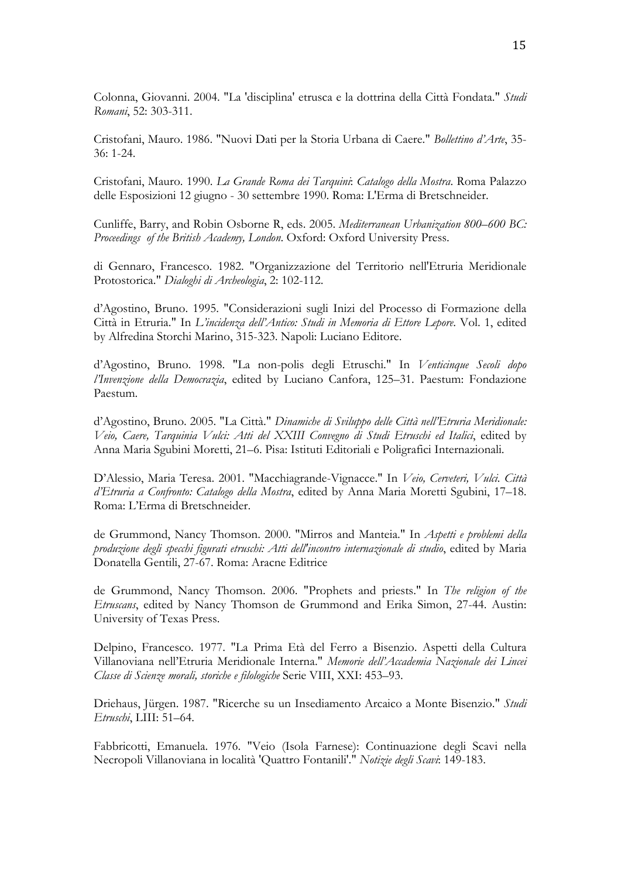Colonna, Giovanni. 2004. "La 'disciplina' etrusca e la dottrina della Città Fondata." *Studi Romani*, 52: 303-311.

Cristofani, Mauro. 1986. "Nuovi Dati per la Storia Urbana di Caere." *Bollettino d'Arte*, 35-36: 1-24.

Cristofani, Mauro. 1990. *La Grande Roma dei Tarquini*: *Catalogo della Mostra*. Roma Palazzo delle Esposizioni 12 giugno - 30 settembre 1990. Roma: L'Erma di Bretschneider.

Cunliffe, Barry, and Robin Osborne R, eds. 2005. *Mediterranean Urbanization 800–600 BC: Proceedings of the British Academy, London*. Oxford: Oxford University Press.

di Gennaro, Francesco. 1982. "Organizzazione del Territorio nell'Etruria Meridionale Protostorica." *Dialoghi di Archeologia*, 2: 102-112.

d'Agostino, Bruno. 1995. "Considerazioni sugli Inizi del Processo di Formazione della Città in Etruria." In *L'incidenza dell'Antico: Studi in Memoria di Ettore Lepore*. Vol. 1, edited by Alfredina Storchi Marino, 315-323. Napoli: Luciano Editore.

d'Agostino, Bruno. 1998. "La non-polis degli Etruschi." In *Venticinque Secoli dopo l'Invenzione della Democrazia*, edited by Luciano Canfora, 125–31. Paestum: Fondazione Paestum.

d'Agostino, Bruno. 2005. "La Città." *Dinamiche di Sviluppo delle Città nell'Etruria Meridionale: Veio, Caere, Tarquinia Vulci: Atti del XXIII Convegno di Studi Etruschi ed Italici*, edited by Anna Maria Sgubini Moretti, 21–6. Pisa: Istituti Editoriali e Poligrafici Internazionali.

D'Alessio, Maria Teresa. 2001. "Macchiagrande-Vignacce." In *Veio, Cerveteri, Vulci. Città d'Etruria a Confronto: Catalogo della Mostra*, edited by Anna Maria Moretti Sgubini, 17–18. Roma: L'Erma di Bretschneider.

de Grummond, Nancy Thomson. 2000. "Mirros and Manteia." In *Aspetti e problemi della produzione degli specchi figurati etruschi: Atti dell'incontro internazionale di studio*, edited by Maria Donatella Gentili, 27-67. Roma: Aracne Editrice

de Grummond, Nancy Thomson. 2006. "Prophets and priests." In *The religion of the Etruscans*, edited by Nancy Thomson de Grummond and Erika Simon, 27-44. Austin: University of Texas Press.

Delpino, Francesco. 1977. "La Prima Età del Ferro a Bisenzio. Aspetti della Cultura Villanoviana nell'Etruria Meridionale Interna." *Memorie dell'Accademia Nazionale dei Lincei Classe di Scienze morali, storiche e filologiche* Serie VIII, XXI: 453–93.

Driehaus, Jürgen. 1987. "Ricerche su un Insediamento Arcaico a Monte Bisenzio." *Studi Etruschi*, LIII: 51–64.

Fabbricotti, Emanuela. 1976. "Veio (Isola Farnese): Continuazione degli Scavi nella Necropoli Villanoviana in località 'Quattro Fontanili'." *Notizie degli Scavi*: 149-183.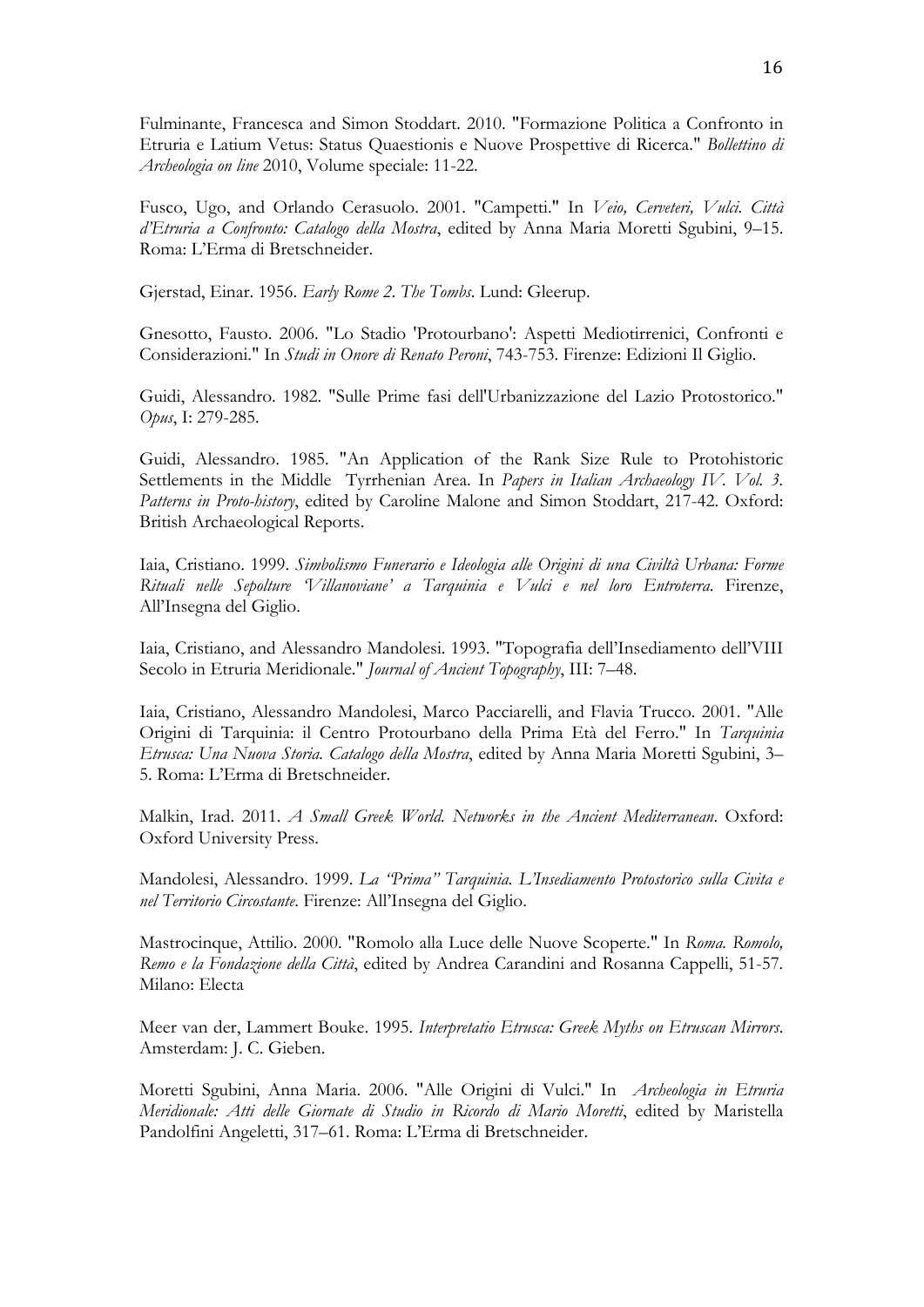Fulminante, Francesca and Simon Stoddart. 2010. "Formazione Politica a Confronto in Etruria e Latium Vetus: Status Quaestionis e Nuove Prospettive di Ricerca." *Bollettino di Archeologia on line* 2010, Volume speciale: 11-22.

Fusco, Ugo, and Orlando Cerasuolo. 2001. "Campetti." In *Veio, Cerveteri, Vulci. Città d'Etruria a Confronto: Catalogo della Mostra*, edited by Anna Maria Moretti Sgubini, 9–15. Roma: L'Erma di Bretschneider.

Gjerstad, Einar. 1956. *Early Rome 2. The Tombs*. Lund: Gleerup.

Gnesotto, Fausto. 2006. "Lo Stadio 'Protourbano': Aspetti Mediotirrenici, Confronti e Considerazioni." In *Studi in Onore di Renato Peroni*, 743-753. Firenze: Edizioni Il Giglio.

Guidi, Alessandro. 1982. "Sulle Prime fasi dell'Urbanizzazione del Lazio Protostorico." *Opus*, I: 279-285.

Guidi, Alessandro. 1985. "An Application of the Rank Size Rule to Protohistoric Settlements in the Middle Tyrrhenian Area. In *Papers in Italian Archaeology IV. Vol. 3. Patterns in Proto-history*, edited by Caroline Malone and Simon Stoddart, 217-42. Oxford: British Archaeological Reports.

Iaia, Cristiano. 1999. *Simbolismo Funerario e Ideologia alle Origini di una Civiltà Urbana: Forme Rituali nelle Sepolture 'Villanoviane' a Tarquinia e Vulci e nel loro Entroterra*. Firenze, All'Insegna del Giglio.

Iaia, Cristiano, and Alessandro Mandolesi. 1993. "Topografia dell'Insediamento dell'VIII Secolo in Etruria Meridionale." *Journal of Ancient Topography*, III: 7–48.

Iaia, Cristiano, Alessandro Mandolesi, Marco Pacciarelli, and Flavia Trucco. 2001. "Alle Origini di Tarquinia: il Centro Protourbano della Prima Età del Ferro." In *Tarquinia Etrusca: Una Nuova Storia. Catalogo della Mostra*, edited by Anna Maria Moretti Sgubini, 3–5. Roma: L'Erma di Bretschneider.

Malkin, Irad. 2011. *A Small Greek World. Networks in the Ancient Mediterranean*. Oxford: Oxford University Press.

Mandolesi, Alessandro. 1999. *La "Prima" Tarquinia. L'Insediamento Protostorico sulla Civita e nel Territorio Circostante*. Firenze: All'Insegna del Giglio.

Mastrocinque, Attilio. 2000. "Romolo alla Luce delle Nuove Scoperte." In *Roma. Romolo, Remo e la Fondazione della Città*, edited by Andrea Carandini and Rosanna Cappelli, 51-57. Milano: Electa

Meer van der, Lammert Bouke. 1995. *Interpretatio Etrusca: Greek Myths on Etruscan Mirrors*. Amsterdam: J. C. Gieben.

Moretti Sgubini, Anna Maria. 2006. "Alle Origini di Vulci." In *Archeologia in Etruria Meridionale: Atti delle Giornate di Studio in Ricordo di Mario Moretti*, edited by Maristella Pandolfini Angeletti, 317–61. Roma: L'Erma di Bretschneider.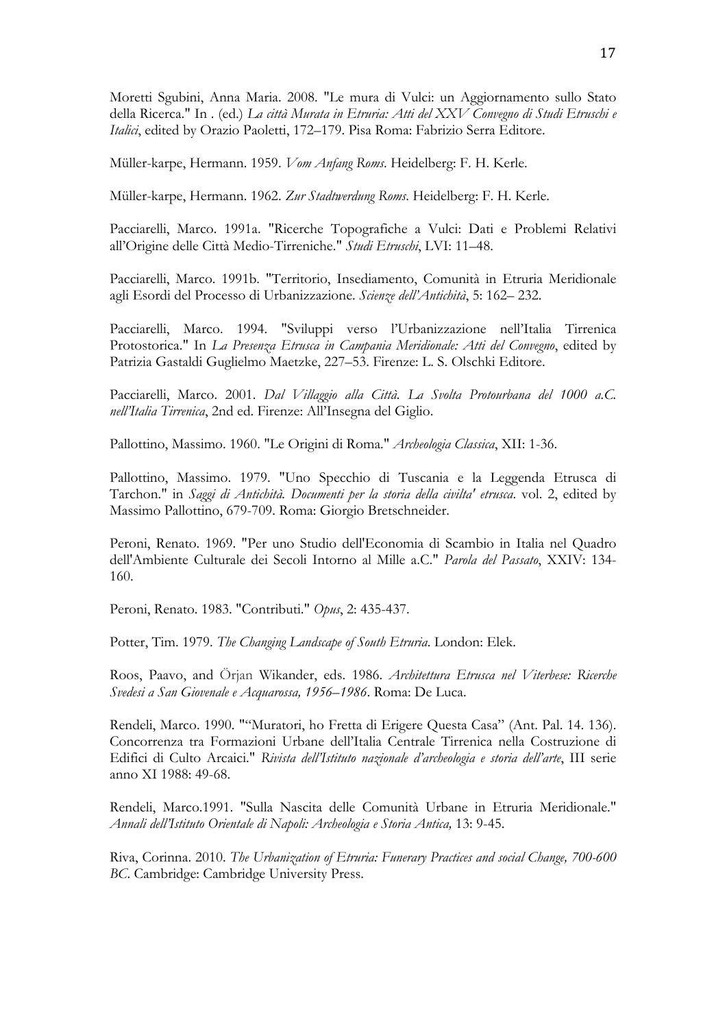Moretti Sgubini, Anna Maria. 2008. "Le mura di Vulci: un Aggiornamento sullo Stato della Ricerca." In . (ed.) *La città Murata in Etruria: Atti del XXV Convegno di Studi Etruschi e Italici*, edited by Orazio Paoletti, 172–179. Pisa Roma: Fabrizio Serra Editore.

Müller-karpe, Hermann. 1959. *Vom Anfang Roms*. Heidelberg: F. H. Kerle.

Müller-karpe, Hermann. 1962. *Zur Stadtwerdung Roms*. Heidelberg: F. H. Kerle.

Pacciarelli, Marco. 1991a. "Ricerche Topografiche a Vulci: Dati e Problemi Relativi all'Origine delle Città Medio-Tirreniche." *Studi Etruschi*, LVI: 11–48.

Pacciarelli, Marco. 1991b. "Territorio, Insediamento, Comunità in Etruria Meridionale agli Esordi del Processo di Urbanizzazione. *Scienze dell'Antichità*, 5: 162– 232.

Pacciarelli, Marco. 1994. "Sviluppi verso l'Urbanizzazione nell'Italia Tirrenica Protostorica." In *La Presenza Etrusca in Campania Meridionale: Atti del Convegno*, edited by Patrizia Gastaldi Guglielmo Maetzke, 227–53. Firenze: L. S. Olschki Editore.

Pacciarelli, Marco. 2001. *Dal Villaggio alla Città. La Svolta Protourbana del 1000 a.C. nell'Italia Tirrenica*, 2nd ed. Firenze: All'Insegna del Giglio.

Pallottino, Massimo. 1960. "Le Origini di Roma." *Archeologia Classica*, XII: 1-36.

Pallottino, Massimo. 1979. "Uno Specchio di Tuscania e la Leggenda Etrusca di Tarchon." in *Saggi di Antichità. Documenti per la storia della civilta' etrusca*. vol. 2, edited by Massimo Pallottino, 679-709. Roma: Giorgio Bretschneider.

Peroni, Renato. 1969. "Per uno Studio dell'Economia di Scambio in Italia nel Quadro dell'Ambiente Culturale dei Secoli Intorno al Mille a.C." *Parola del Passato*, XXIV: 134-160.

Peroni, Renato. 1983. "Contributi." *Opus*, 2: 435-437.

Potter, Tim. 1979. *The Changing Landscape of South Etruria*. London: Elek.

Roos, Paavo, and Örjan Wikander, eds. 1986. *Architettura Etrusca nel Viterbese: Ricerche Svedesi a San Giovenale e Acquarossa, 1956–1986*. Roma: De Luca.

Rendeli, Marco. 1990. "“Muratori, ho Fretta di Erigere Questa Casa” (Ant. Pal. 14. 136). Concorrenza tra Formazioni Urbane dell'Italia Centrale Tirrenica nella Costruzione di Edifici di Culto Arcaici." *Rivista dell'Istituto nazionale d'archeologia e storia dell'arte*, III serie anno XI 1988: 49-68.

Rendeli, Marco.1991. "Sulla Nascita delle Comunità Urbane in Etruria Meridionale." *Annali dell'Istituto Orientale di Napoli: Archeologia e Storia Antica,* 13: 9-45.

Riva, Corinna. 2010. *The Urbanization of Etruria: Funerary Practices and social Change, 700-600 BC*. Cambridge: Cambridge University Press.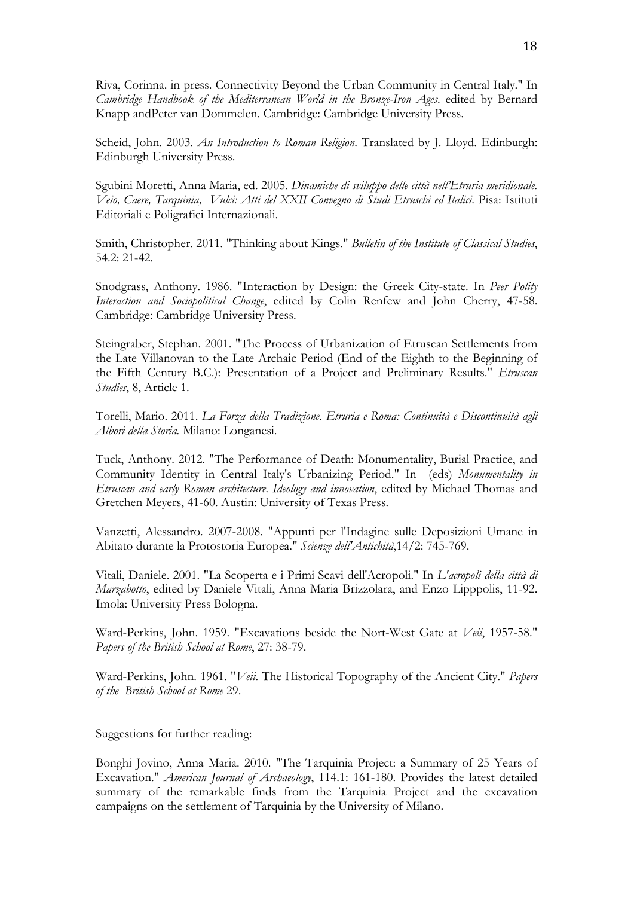Riva, Corinna. in press. Connectivity Beyond the Urban Community in Central Italy." In *Cambridge Handbook of the Mediterranean World in the Bronze-Iron Ages*. edited by Bernard Knapp andPeter van Dommelen. Cambridge: Cambridge University Press.

Scheid, John. 2003. *An Introduction to Roman Religion*. Translated by J. Lloyd. Edinburgh: Edinburgh University Press.

Sgubini Moretti, Anna Maria, ed. 2005. *Dinamiche di sviluppo delle città nell'Etruria meridionale. Veio, Caere, Tarquinia, Vulci: Atti del XXII Convegno di Studi Etruschi ed Italici*. Pisa: Istituti Editoriali e Poligrafici Internazionali.

Smith, Christopher. 2011. "Thinking about Kings." *Bulletin of the Institute of Classical Studies*, 54.2: 21-42.

Snodgrass, Anthony. 1986. "Interaction by Design: the Greek City-state. In *Peer Polity Interaction and Sociopolitical Change*, edited by Colin Renfew and John Cherry, 47-58. Cambridge: Cambridge University Press.

Steingraber, Stephan. 2001. "The Process of Urbanization of Etruscan Settlements from the Late Villanovan to the Late Archaic Period (End of the Eighth to the Beginning of the Fifth Century B.C.): Presentation of a Project and Preliminary Results." *Etruscan Studies*, 8, Article 1.

Torelli, Mario. 2011. *La Forza della Tradizione. Etruria e Roma: Continuità e Discontinuità agli Albori della Storia.* Milano: Longanesi.

Tuck, Anthony. 2012. "The Performance of Death: Monumentality, Burial Practice, and Community Identity in Central Italy's Urbanizing Period." In (eds) *Monumentality in Etruscan and early Roman architecture. Ideology and innovation*, edited by Michael Thomas and Gretchen Meyers, 41-60. Austin: University of Texas Press.

Vanzetti, Alessandro. 2007-2008. "Appunti per l'Indagine sulle Deposizioni Umane in Abitato durante la Protostoria Europea." *Scienze dell'Antichità*,14/2: 745-769.

Vitali, Daniele. 2001. "La Scoperta e i Primi Scavi dell'Acropoli." In *L'acropoli della città di Marzabotto*, edited by Daniele Vitali, Anna Maria Brizzolara, and Enzo Lipppolis, 11-92. Imola: University Press Bologna.

Ward-Perkins, John. 1959. "Excavations beside the Nort-West Gate at *Veii*, 1957-58." *Papers of the British School at Rome*, 27: 38-79.

Ward-Perkins, John. 1961. "*Veii*. The Historical Topography of the Ancient City." *Papers of the British School at Rome* 29.

Suggestions for further reading:

Bonghi Jovino, Anna Maria. 2010. "The Tarquinia Project: a Summary of 25 Years of Excavation." *American Journal of Archaeology*, 114.1: 161-180. Provides the latest detailed summary of the remarkable finds from the Tarquinia Project and the excavation campaigns on the settlement of Tarquinia by the University of Milano.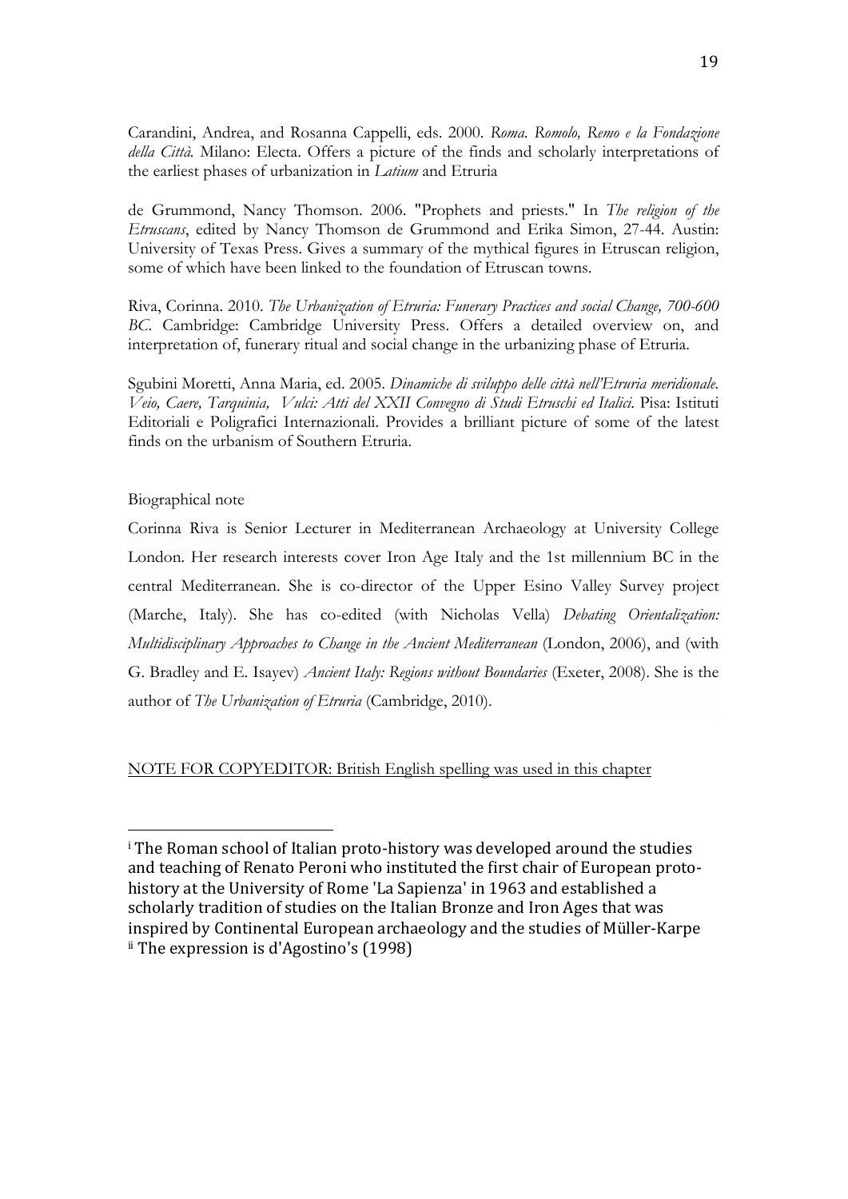Carandini, Andrea, and Rosanna Cappelli, eds. 2000. *Roma. Romolo, Remo e la Fondazione della Città*. Milano: Electa. Offers a picture of the finds and scholarly interpretations of the earliest phases of urbanization in *Latium* and Etruria

de Grummond, Nancy Thomson. 2006. "Prophets and priests." In *The religion of the Etruscans*, edited by Nancy Thomson de Grummond and Erika Simon, 27-44. Austin: University of Texas Press. Gives a summary of the mythical figures in Etruscan religion, some of which have been linked to the foundation of Etruscan towns.

Riva, Corinna. 2010. *The Urbanization of Etruria: Funerary Practices and social Change, 700-600 BC*. Cambridge: Cambridge University Press. Offers a detailed overview on, and interpretation of, funerary ritual and social change in the urbanizing phase of Etruria.

Sgubini Moretti, Anna Maria, ed. 2005. *Dinamiche di sviluppo delle città nell'Etruria meridionale. Veio, Caere, Tarquinia, Vulci: Atti del XXII Convegno di Studi Etruschi ed Italici*. Pisa: Istituti Editoriali e Poligrafici Internazionali. Provides a brilliant picture of some of the latest finds on the urbanism of Southern Etruria.

Biographical note

Corinna Riva is Senior Lecturer in Mediterranean Archaeology at University College London. Her research interests cover Iron Age Italy and the 1st millennium BC in the central Mediterranean. She is co-director of the Upper Esino Valley Survey project (Marche, Italy). She has co-edited (with Nicholas Vella) *Debating Orientalization: Multidisciplinary Approaches to Change in the Ancient Mediterranean* (London, 2006), and (with G. Bradley and E. Isayev) *Ancient Italy: Regions without Boundaries* (Exeter, 2008). She is the author of *The Urbanization of Etruria* (Cambridge, 2010).

NOTE FOR COPYEDITOR: British English spelling was used in this chapter

---

[i] The Roman school of Italian proto-history was developed around the studies and teaching of Renato Peroni who instituted the first chair of European proto-history at the University of Rome 'La Sapienza' in 1963 and established a scholarly tradition of studies on the Italian Bronze and Iron Ages that was inspired by Continental European archaeology and the studies of Müller-Karpe

[ii] The expression is d'Agostino's (1998)